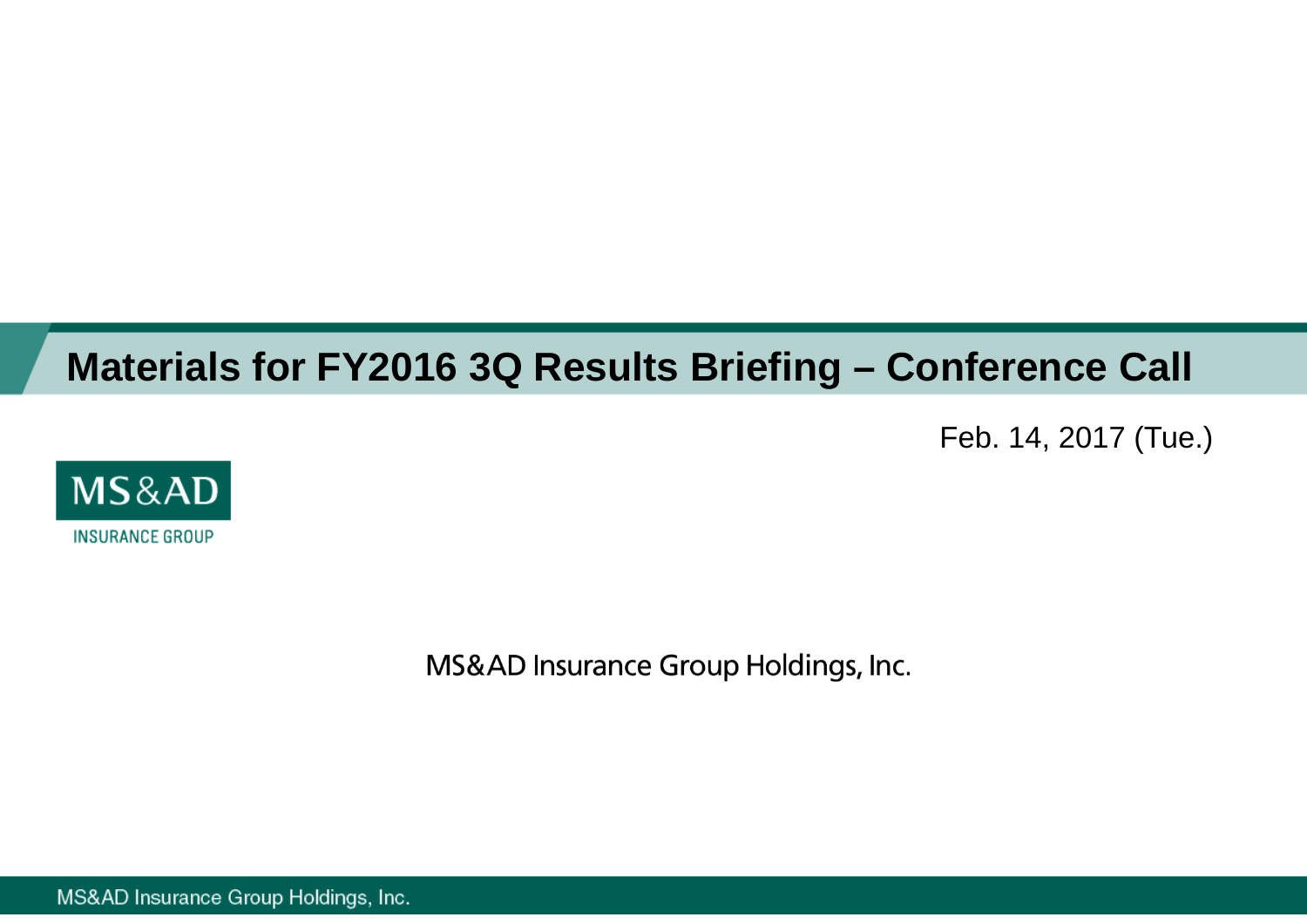# Materials for FY2016 3Q Results Briefing – Conference Call

Feb. 14, 2017 (Tue.)

MS&AD

INSURANCE GROUP

MS&AD Insurance Group Holdings, Inc.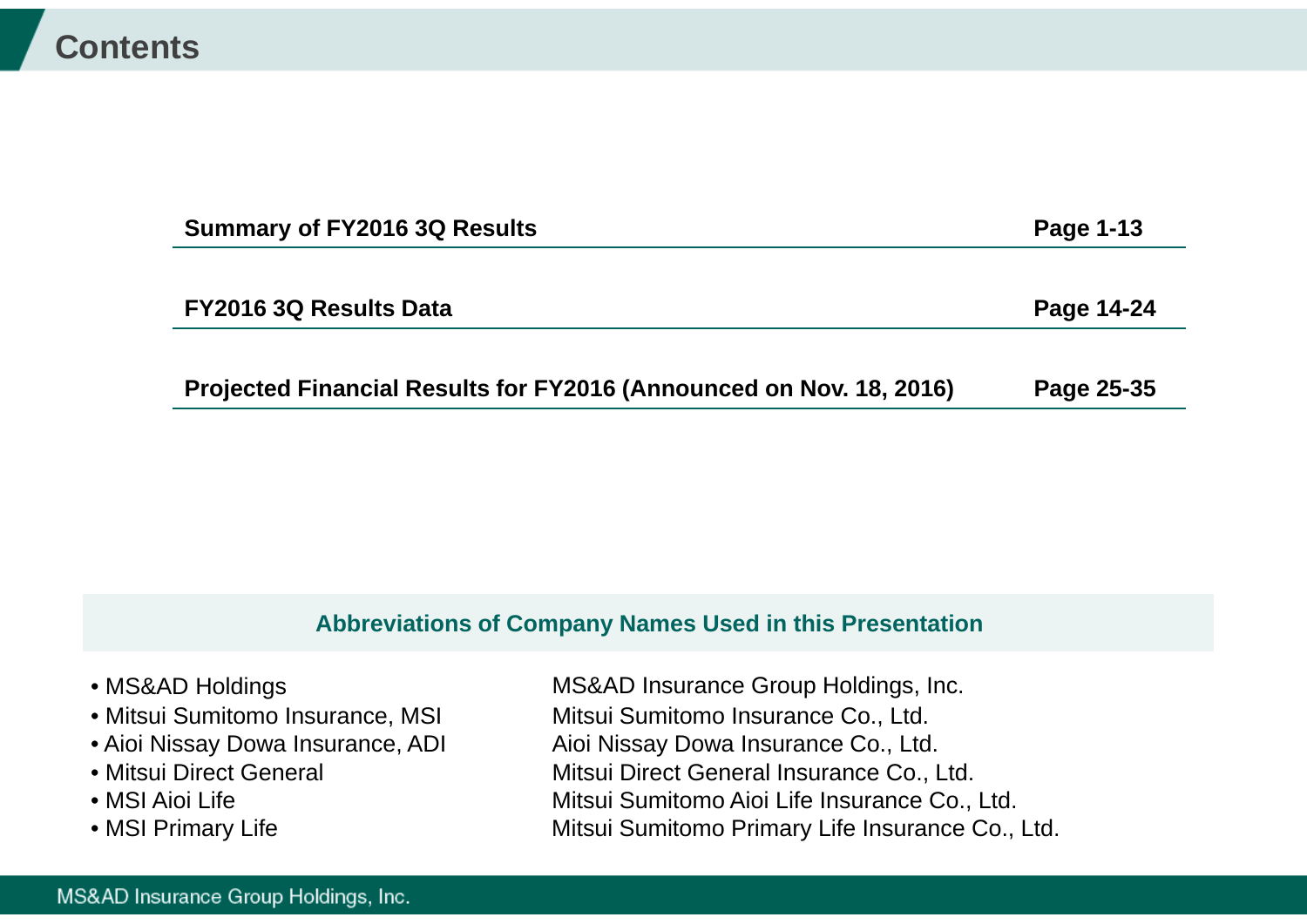# Contents

| | |
|---|---|
| **Summary of FY2016 3Q Results** | **Page 1-13** |
| **FY2016 3Q Results Data** | **Page 14-24** |
| **Projected Financial Results for FY2016 (Announced on Nov. 18, 2016)** | **Page 25-35** |

## Abbreviations of Company Names Used in this Presentation

| | |
|---|---|
| • MS&AD Holdings | MS&AD Insurance Group Holdings, Inc. |
| • Mitsui Sumitomo Insurance, MSI | Mitsui Sumitomo Insurance Co., Ltd. |
| • Aioi Nissay Dowa Insurance, ADI | Aioi Nissay Dowa Insurance Co., Ltd. |
| • Mitsui Direct General | Mitsui Direct General Insurance Co., Ltd. |
| • MSI Aioi Life | Mitsui Sumitomo Aioi Life Insurance Co., Ltd. |
| • MSI Primary Life | Mitsui Sumitomo Primary Life Insurance Co., Ltd. |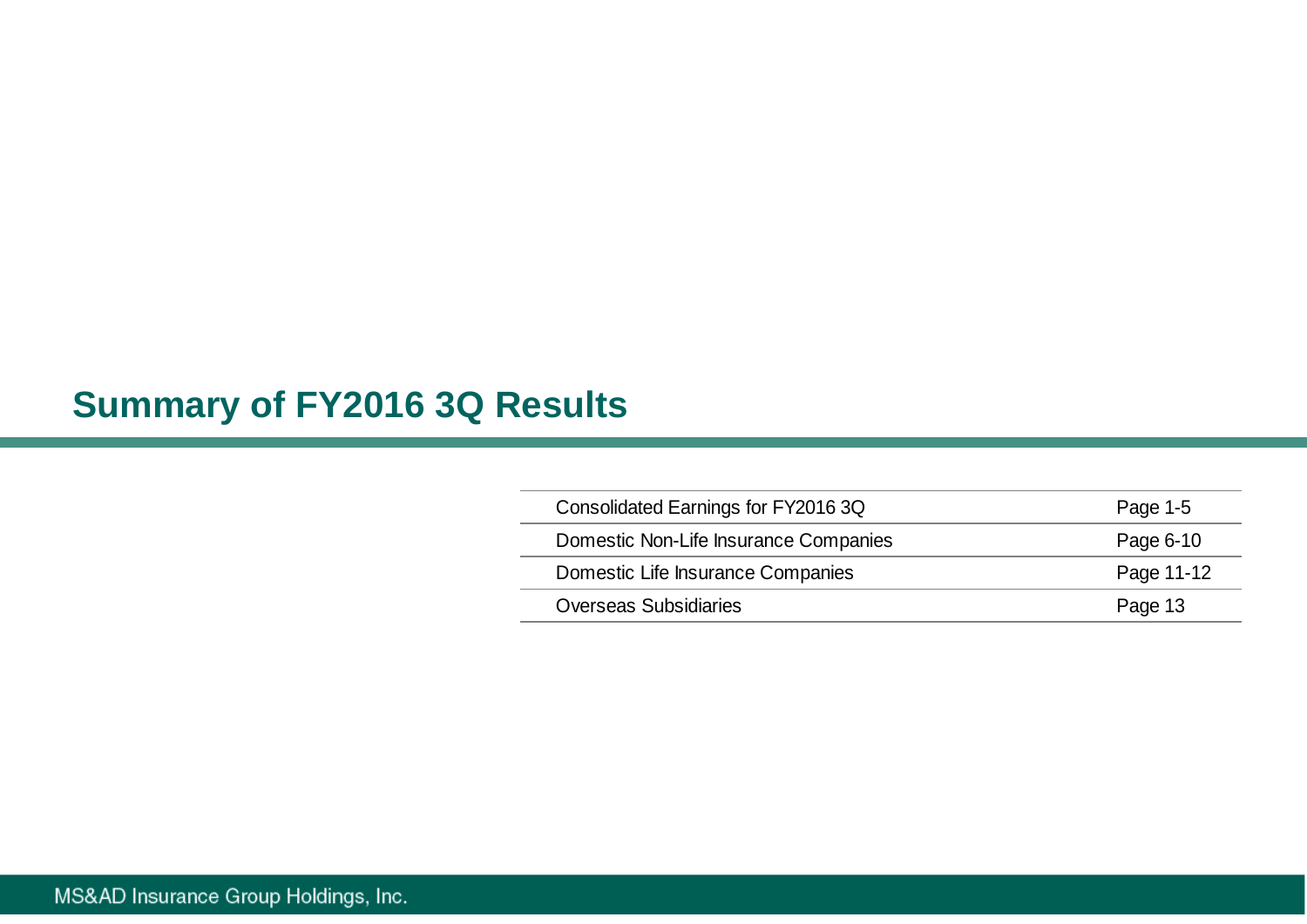# Summary of FY2016 3Q Results

| | |
|---|---|
| Consolidated Earnings for FY2016 3Q | Page 1-5 |
| Domestic Non-Life Insurance Companies | Page 6-10 |
| Domestic Life Insurance Companies | Page 11-12 |
| Overseas Subsidiaries | Page 13 |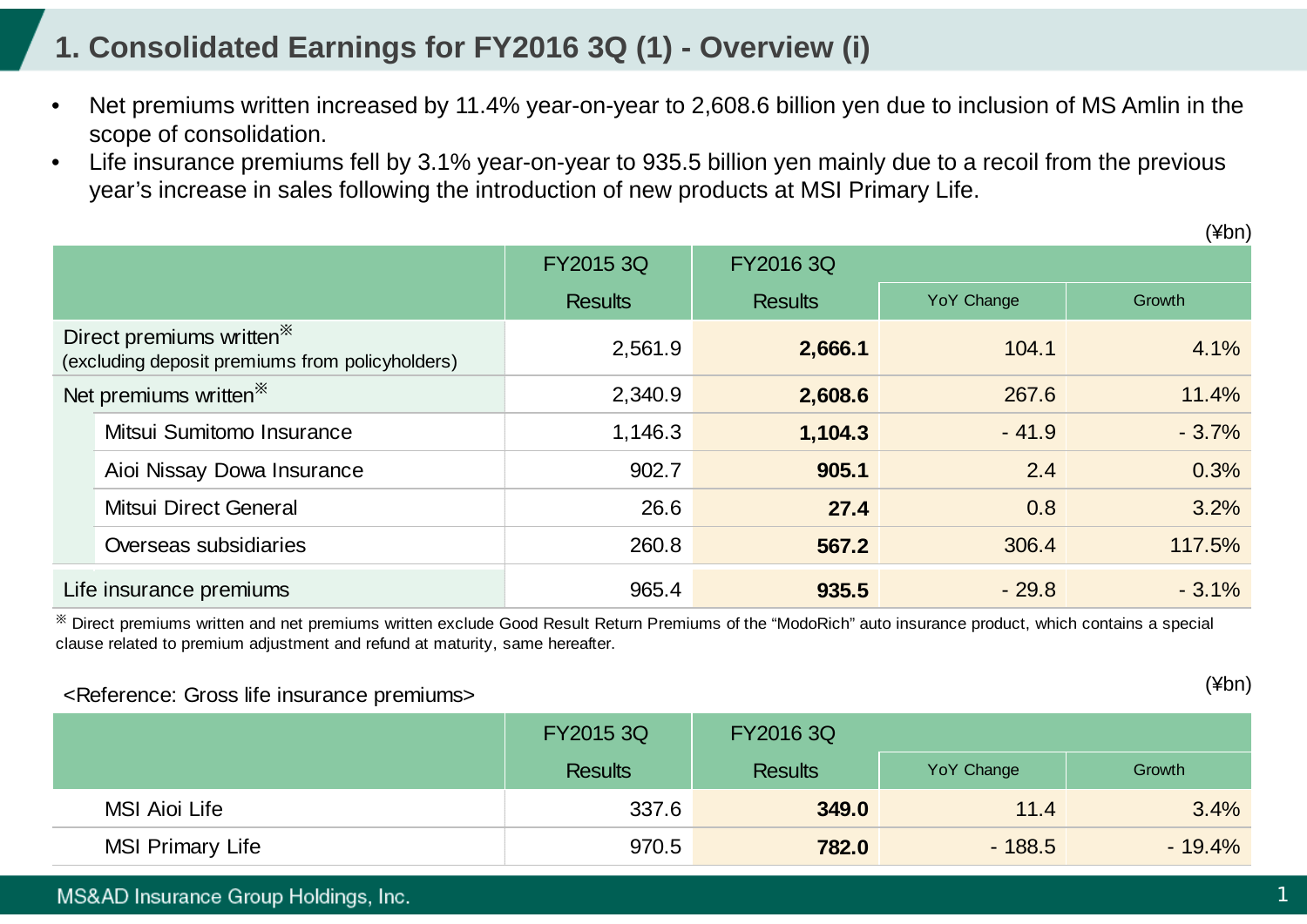# 1. Consolidated Earnings for FY2016 3Q (1) - Overview (i)

- Net premiums written increased by 11.4% year-on-year to 2,608.6 billion yen due to inclusion of MS Amlin in the scope of consolidation.
- Life insurance premiums fell by 3.1% year-on-year to 935.5 billion yen mainly due to a recoil from the previous year's increase in sales following the introduction of new products at MSI Primary Life.

(¥bn)

| | FY2015 3Q | FY2016 3Q | | |
|---|---|---|---|---|
| | Results | Results | YoY Change | Growth |
| Direct premiums written※ (excluding deposit premiums from policyholders) | 2,561.9 | **2,666.1** | 104.1 | 4.1% |
| Net premiums written※ | 2,340.9 | **2,608.6** | 267.6 | 11.4% |
| Mitsui Sumitomo Insurance | 1,146.3 | **1,104.3** | - 41.9 | - 3.7% |
| Aioi Nissay Dowa Insurance | 902.7 | **905.1** | 2.4 | 0.3% |
| Mitsui Direct General | 26.6 | **27.4** | 0.8 | 3.2% |
| Overseas subsidiaries | 260.8 | **567.2** | 306.4 | 117.5% |
| Life insurance premiums | 965.4 | **935.5** | - 29.8 | - 3.1% |

※ Direct premiums written and net premiums written exclude Good Result Return Premiums of the "ModoRich" auto insurance product, which contains a special clause related to premium adjustment and refund at maturity, same hereafter.

<Reference: Gross life insurance premiums>

(¥bn)

| | FY2015 3Q | FY2016 3Q | | |
|---|---|---|---|---|
| | Results | Results | YoY Change | Growth |
| MSI Aioi Life | 337.6 | **349.0** | 11.4 | 3.4% |
| MSI Primary Life | 970.5 | **782.0** | - 188.5 | - 19.4% |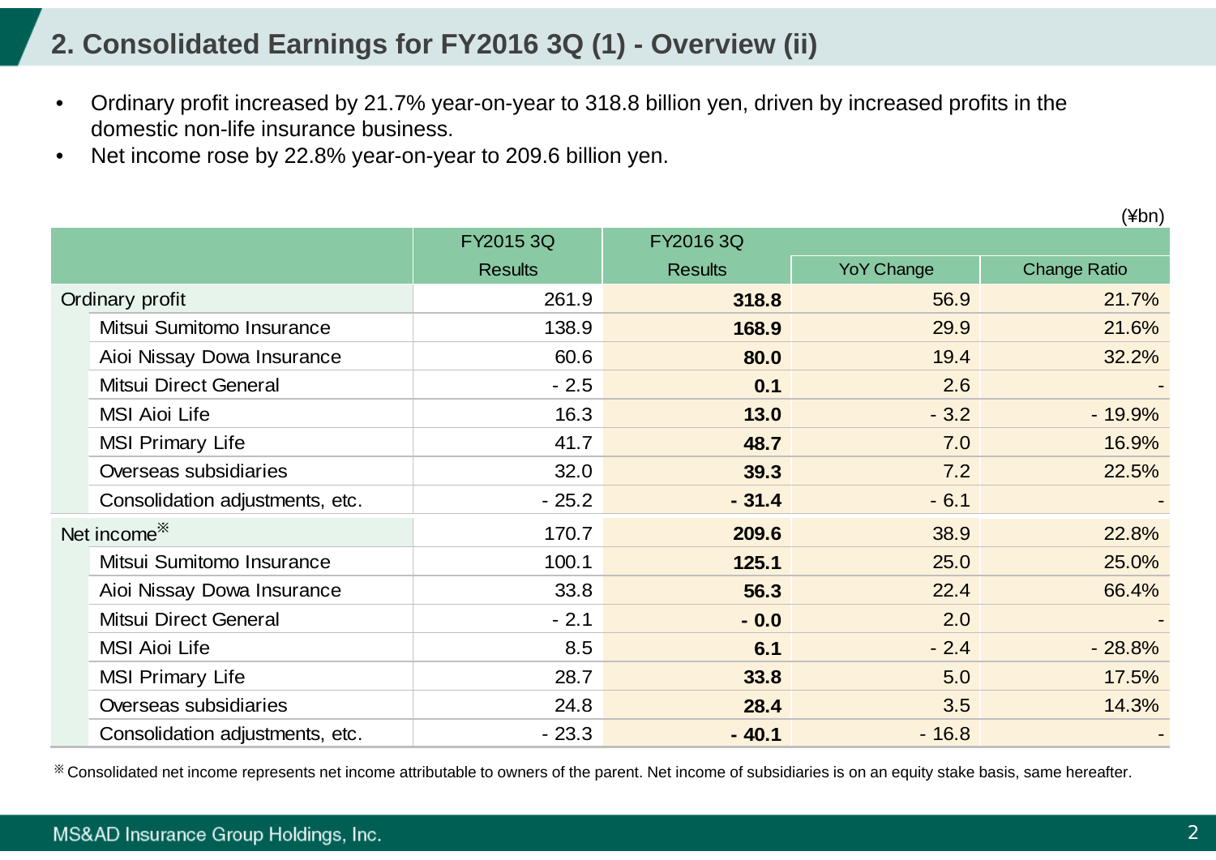## 2. Consolidated Earnings for FY2016 3Q (1) - Overview (ii)

- Ordinary profit increased by 21.7% year-on-year to 318.8 billion yen, driven by increased profits in the domestic non-life insurance business.
- Net income rose by 22.8% year-on-year to 209.6 billion yen.

(¥bn)

| | FY2015 3Q | FY2016 3Q | | |
|---|---|---|---|---|
| | Results | Results | YoY Change | Change Ratio |
| Ordinary profit | 261.9 | **318.8** | 56.9 | 21.7% |
| Mitsui Sumitomo Insurance | 138.9 | **168.9** | 29.9 | 21.6% |
| Aioi Nissay Dowa Insurance | 60.6 | **80.0** | 19.4 | 32.2% |
| Mitsui Direct General | - 2.5 | **0.1** | 2.6 | - |
| MSI Aioi Life | 16.3 | **13.0** | - 3.2 | - 19.9% |
| MSI Primary Life | 41.7 | **48.7** | 7.0 | 16.9% |
| Overseas subsidiaries | 32.0 | **39.3** | 7.2 | 22.5% |
| Consolidation adjustments, etc. | - 25.2 | **- 31.4** | - 6.1 | - |
| Net income※ | 170.7 | **209.6** | 38.9 | 22.8% |
| Mitsui Sumitomo Insurance | 100.1 | **125.1** | 25.0 | 25.0% |
| Aioi Nissay Dowa Insurance | 33.8 | **56.3** | 22.4 | 66.4% |
| Mitsui Direct General | - 2.1 | **- 0.0** | 2.0 | - |
| MSI Aioi Life | 8.5 | **6.1** | - 2.4 | - 28.8% |
| MSI Primary Life | 28.7 | **33.8** | 5.0 | 17.5% |
| Overseas subsidiaries | 24.8 | **28.4** | 3.5 | 14.3% |
| Consolidation adjustments, etc. | - 23.3 | **- 40.1** | - 16.8 | - |

※ Consolidated net income represents net income attributable to owners of the parent. Net income of subsidiaries is on an equity stake basis, same hereafter.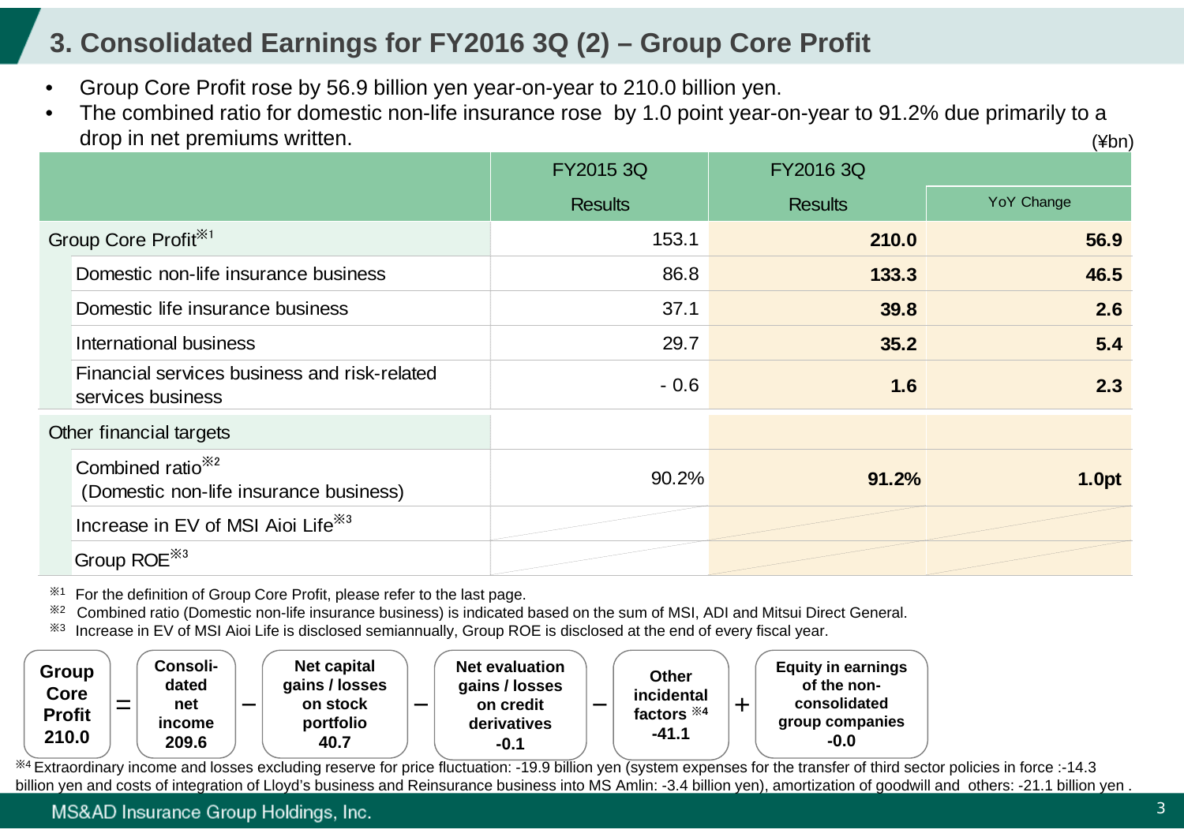# 3. Consolidated Earnings for FY2016 3Q (2) – Group Core Profit

- Group Core Profit rose by 56.9 billion yen year-on-year to 210.0 billion yen.
- The combined ratio for domestic non-life insurance rose by 1.0 point year-on-year to 91.2% due primarily to a drop in net premiums written.

(¥bn)

| | FY2015 3Q | FY2016 3Q | |
|---|---|---|---|
| | Results | Results | YoY Change |
| Group Core Profit※1 | 153.1 | **210.0** | **56.9** |
| Domestic non-life insurance business | 86.8 | **133.3** | **46.5** |
| Domestic life insurance business | 37.1 | **39.8** | **2.6** |
| International business | 29.7 | **35.2** | **5.4** |
| Financial services business and risk-related services business | - 0.6 | **1.6** | **2.3** |
| Other financial targets | | | |
| Combined ratio※2 (Domestic non-life insurance business) | 90.2% | **91.2%** | **1.0pt** |
| Increase in EV of MSI Aioi Life※3 | | | |
| Group ROE※3 | | | |

※1 For the definition of Group Core Profit, please refer to the last page.
※2 Combined ratio (Domestic non-life insurance business) is indicated based on the sum of MSI, ADI and Mitsui Direct General.
※3 Increase in EV of MSI Aioi Life is disclosed semiannually, Group ROE is disclosed at the end of every fiscal year.

**Group Core Profit 210.0** = **Consolidated net income 209.6** − **Net capital gains / losses on stock portfolio 40.7** − **Net evaluation gains / losses on credit derivatives -0.1** − **Other incidental factors ※4 -41.1** + **Equity in earnings of the non-consolidated group companies -0.0**

※4 Extraordinary income and losses excluding reserve for price fluctuation: -19.9 billion yen (system expenses for the transfer of third sector policies in force :-14.3 billion yen and costs of integration of Lloyd's business and Reinsurance business into MS Amlin: -3.4 billion yen), amortization of goodwill and others: -21.1 billion yen .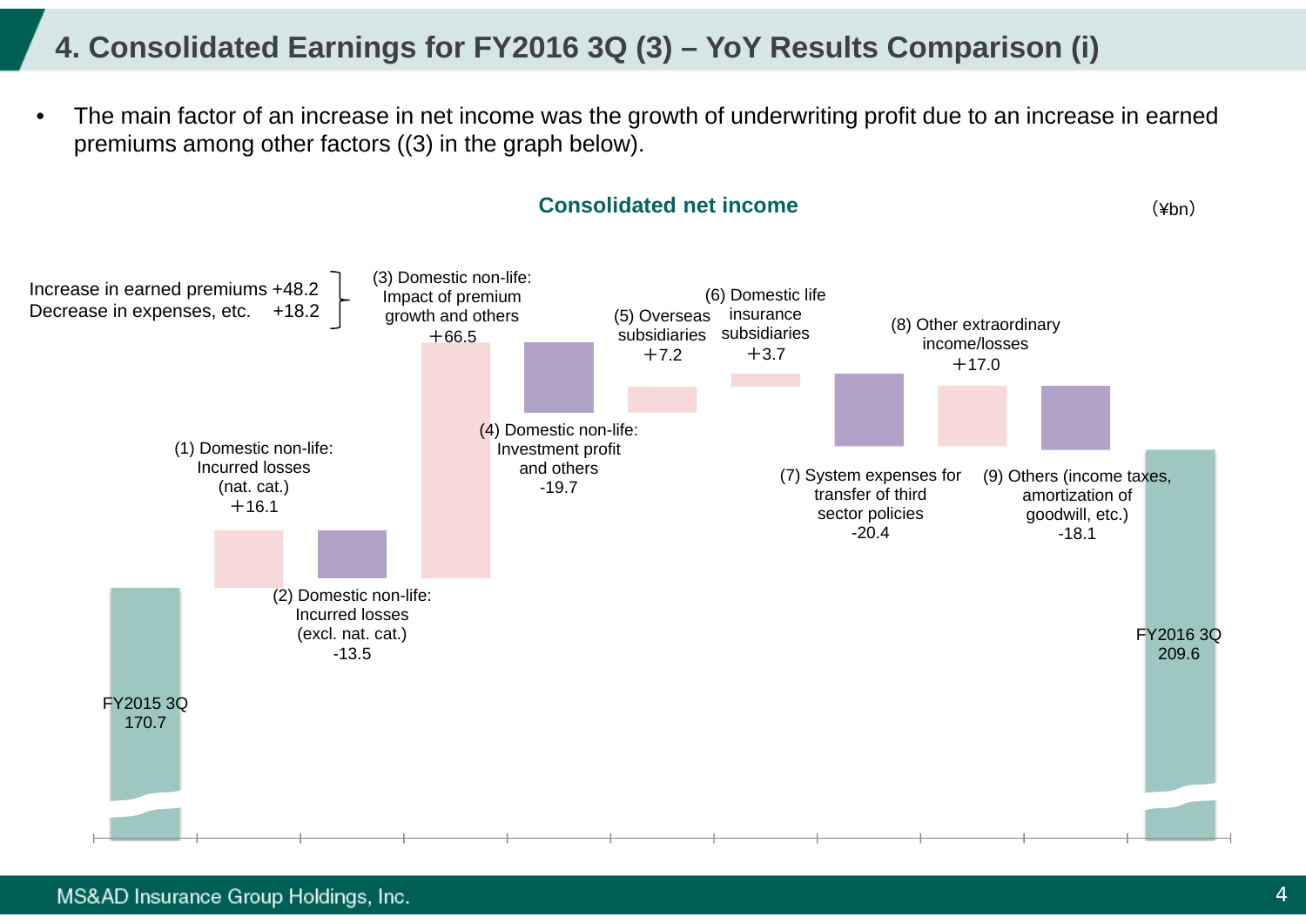# 4. Consolidated Earnings for FY2016 3Q (3) – YoY Results Comparison (i)

- The main factor of an increase in net income was the growth of underwriting profit due to an increase in earned premiums among other factors ((3) in the graph below).

**Consolidated net income**

(¥bn)

| Item | Amount |
| --- | --- |
| FY2015 3Q | 170.7 |
| (1) Domestic non-life: Incurred losses (nat. cat.) | +16.1 |
| (2) Domestic non-life: Incurred losses (excl. nat. cat.) | -13.5 |
| (3) Domestic non-life: Impact of premium growth and others | +66.5 |
| (4) Domestic non-life: Investment profit and others | -19.7 |
| (5) Overseas subsidiaries | +7.2 |
| (6) Domestic life insurance subsidiaries | +3.7 |
| (7) System expenses for transfer of third sector policies | -20.4 |
| (8) Other extraordinary income/losses | +17.0 |
| (9) Others (income taxes, amortization of goodwill, etc.) | -18.1 |
| FY2016 3Q | 209.6 |

Breakdown of (3):
- Increase in earned premiums +48.2
- Decrease in expenses, etc. +18.2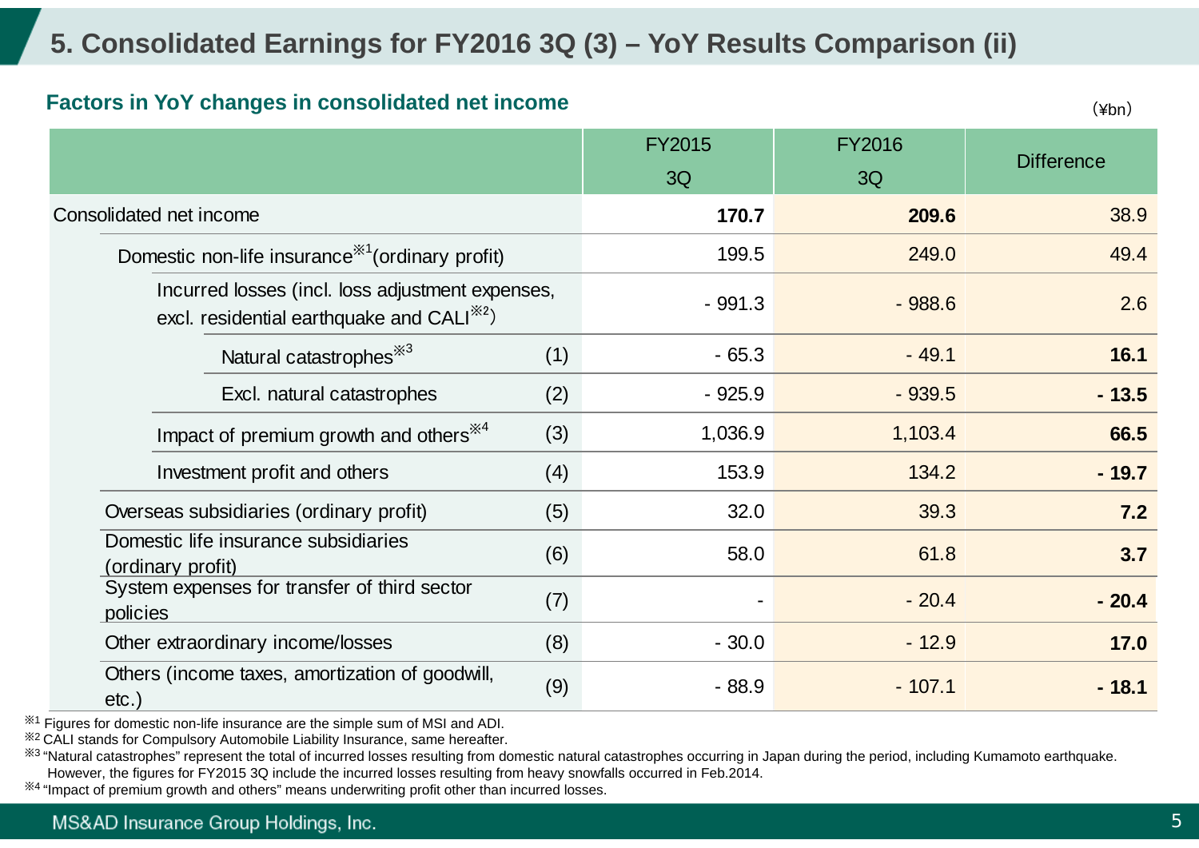## 5. Consolidated Earnings for FY2016 3Q (3) – YoY Results Comparison (ii)

### Factors in YoY changes in consolidated net income

(¥bn)

| | | FY2015 3Q | FY2016 3Q | Difference |
|---|---|---|---|---|
| Consolidated net income | | **170.7** | **209.6** | 38.9 |
| Domestic non-life insurance[※1] (ordinary profit) | | 199.5 | 249.0 | 49.4 |
| Incurred losses (incl. loss adjustment expenses, excl. residential earthquake and CALI[※2]) | | - 991.3 | - 988.6 | 2.6 |
| Natural catastrophes[※3] | (1) | - 65.3 | - 49.1 | **16.1** |
| Excl. natural catastrophes | (2) | - 925.9 | - 939.5 | **- 13.5** |
| Impact of premium growth and others[※4] | (3) | 1,036.9 | 1,103.4 | **66.5** |
| Investment profit and others | (4) | 153.9 | 134.2 | **- 19.7** |
| Overseas subsidiaries (ordinary profit) | (5) | 32.0 | 39.3 | **7.2** |
| Domestic life insurance subsidiaries (ordinary profit) | (6) | 58.0 | 61.8 | **3.7** |
| System expenses for transfer of third sector policies | (7) | - | - 20.4 | **- 20.4** |
| Other extraordinary income/losses | (8) | - 30.0 | - 12.9 | **17.0** |
| Others (income taxes, amortization of goodwill, etc.) | (9) | - 88.9 | - 107.1 | **- 18.1** |

※1 Figures for domestic non-life insurance are the simple sum of MSI and ADI.

※2 CALI stands for Compulsory Automobile Liability Insurance, same hereafter.

※3 "Natural catastrophes" represent the total of incurred losses resulting from domestic natural catastrophes occurring in Japan during the period, including Kumamoto earthquake. However, the figures for FY2015 3Q include the incurred losses resulting from heavy snowfalls occurred in Feb.2014.

※4 "Impact of premium growth and others" means underwriting profit other than incurred losses.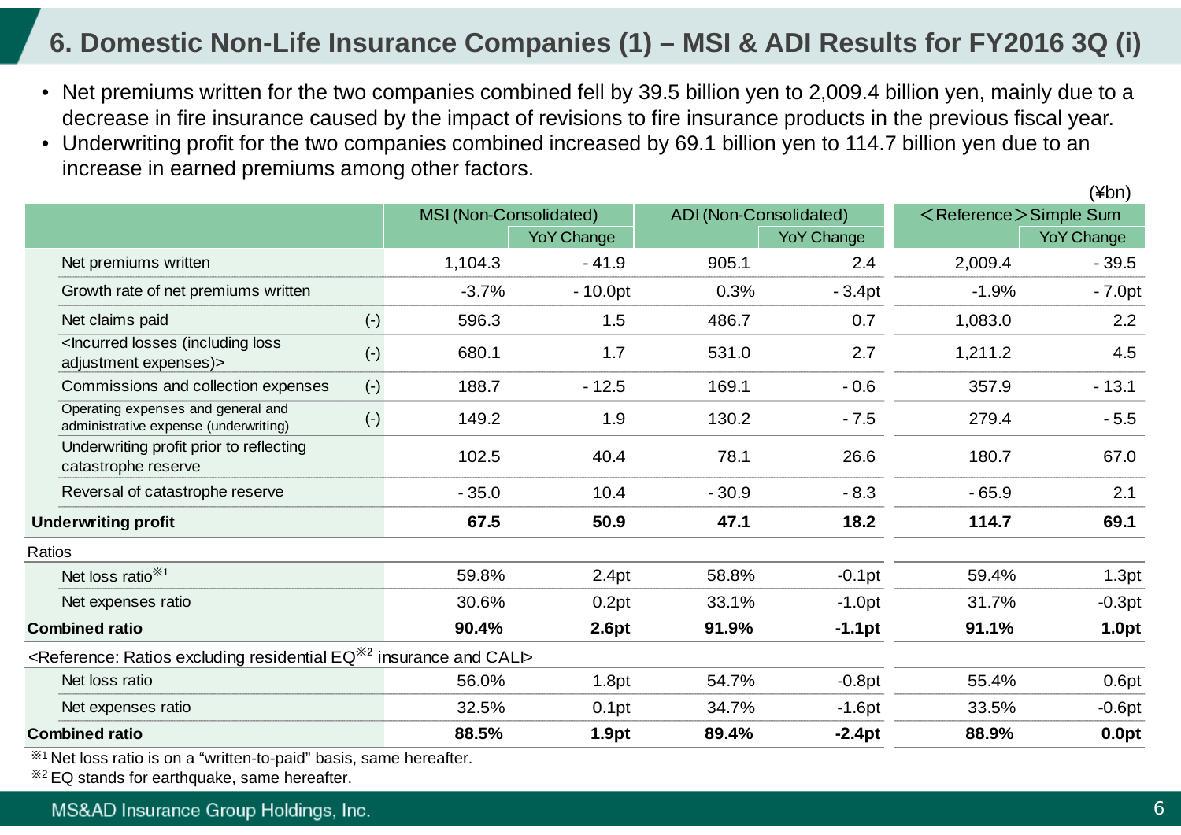# 6. Domestic Non-Life Insurance Companies (1) – MSI & ADI Results for FY2016 3Q (i)

- Net premiums written for the two companies combined fell by 39.5 billion yen to 2,009.4 billion yen, mainly due to a decrease in fire insurance caused by the impact of revisions to fire insurance products in the previous fiscal year.
- Underwriting profit for the two companies combined increased by 69.1 billion yen to 114.7 billion yen due to an increase in earned premiums among other factors.

(¥bn)

| | | MSI (Non-Consolidated) | | ADI (Non-Consolidated) | | ＜Reference＞Simple Sum | |
|---|---|---|---|---|---|---|---|
| | | | YoY Change | | YoY Change | | YoY Change |
| Net premiums written | | 1,104.3 | - 41.9 | 905.1 | 2.4 | 2,009.4 | - 39.5 |
| Growth rate of net premiums written | | -3.7% | - 10.0pt | 0.3% | - 3.4pt | -1.9% | - 7.0pt |
| Net claims paid | (-) | 596.3 | 1.5 | 486.7 | 0.7 | 1,083.0 | 2.2 |
| <Incurred losses (including loss adjustment expenses)> | (-) | 680.1 | 1.7 | 531.0 | 2.7 | 1,211.2 | 4.5 |
| Commissions and collection expenses | (-) | 188.7 | - 12.5 | 169.1 | - 0.6 | 357.9 | - 13.1 |
| Operating expenses and general and administrative expense (underwriting) | (-) | 149.2 | 1.9 | 130.2 | - 7.5 | 279.4 | - 5.5 |
| Underwriting profit prior to reflecting catastrophe reserve | | 102.5 | 40.4 | 78.1 | 26.6 | 180.7 | 67.0 |
| Reversal of catastrophe reserve | | - 35.0 | 10.4 | - 30.9 | - 8.3 | - 65.9 | 2.1 |
| **Underwriting profit** | | **67.5** | **50.9** | **47.1** | **18.2** | **114.7** | **69.1** |
| Ratios | | | | | | | |
| Net loss ratio※1 | | 59.8% | 2.4pt | 58.8% | -0.1pt | 59.4% | 1.3pt |
| Net expenses ratio | | 30.6% | 0.2pt | 33.1% | -1.0pt | 31.7% | -0.3pt |
| **Combined ratio** | | **90.4%** | **2.6pt** | **91.9%** | **-1.1pt** | **91.1%** | **1.0pt** |
| <Reference: Ratios excluding residential EQ※2 insurance and CALI> | | | | | | | |
| Net loss ratio | | 56.0% | 1.8pt | 54.7% | -0.8pt | 55.4% | 0.6pt |
| Net expenses ratio | | 32.5% | 0.1pt | 34.7% | -1.6pt | 33.5% | -0.6pt |
| **Combined ratio** | | **88.5%** | **1.9pt** | **89.4%** | **-2.4pt** | **88.9%** | **0.0pt** |

※1 Net loss ratio is on a "written-to-paid" basis, same hereafter.

※2 EQ stands for earthquake, same hereafter.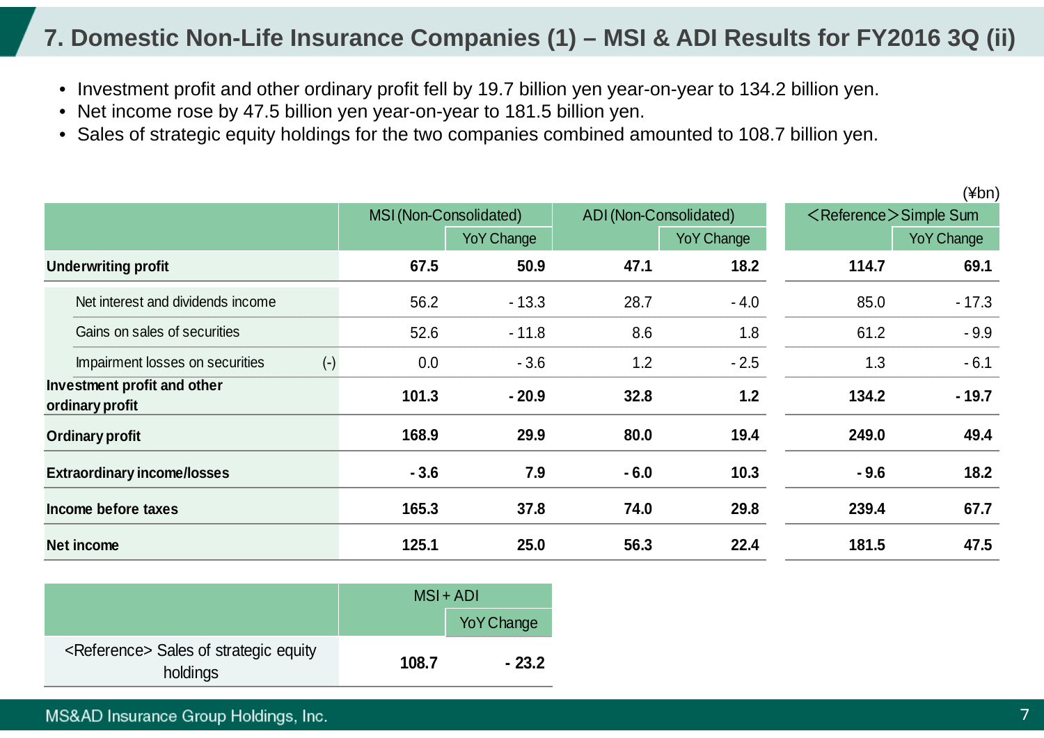# 7. Domestic Non-Life Insurance Companies (1) – MSI & ADI Results for FY2016 3Q (ii)

- Investment profit and other ordinary profit fell by 19.7 billion yen year-on-year to 134.2 billion yen.
- Net income rose by 47.5 billion yen year-on-year to 181.5 billion yen.
- Sales of strategic equity holdings for the two companies combined amounted to 108.7 billion yen.

(¥bn)

| | MSI (Non-Consolidated) | | ADI (Non-Consolidated) | | <Reference> Simple Sum | |
|---|---|---|---|---|---|---|
| | | YoY Change | | YoY Change | | YoY Change |
| **Underwriting profit** | **67.5** | **50.9** | **47.1** | **18.2** | **114.7** | **69.1** |
| Net interest and dividends income | 56.2 | - 13.3 | 28.7 | - 4.0 | 85.0 | - 17.3 |
| Gains on sales of securities | 52.6 | - 11.8 | 8.6 | 1.8 | 61.2 | - 9.9 |
| Impairment losses on securities (-) | 0.0 | - 3.6 | 1.2 | - 2.5 | 1.3 | - 6.1 |
| **Investment profit and other ordinary profit** | **101.3** | **- 20.9** | **32.8** | **1.2** | **134.2** | **- 19.7** |
| **Ordinary profit** | **168.9** | **29.9** | **80.0** | **19.4** | **249.0** | **49.4** |
| **Extraordinary income/losses** | **- 3.6** | **7.9** | **- 6.0** | **10.3** | **- 9.6** | **18.2** |
| **Income before taxes** | **165.3** | **37.8** | **74.0** | **29.8** | **239.4** | **67.7** |
| **Net income** | **125.1** | **25.0** | **56.3** | **22.4** | **181.5** | **47.5** |

| | MSI + ADI | |
|---|---|---|
| | | YoY Change |
| <Reference> Sales of strategic equity holdings | **108.7** | **- 23.2** |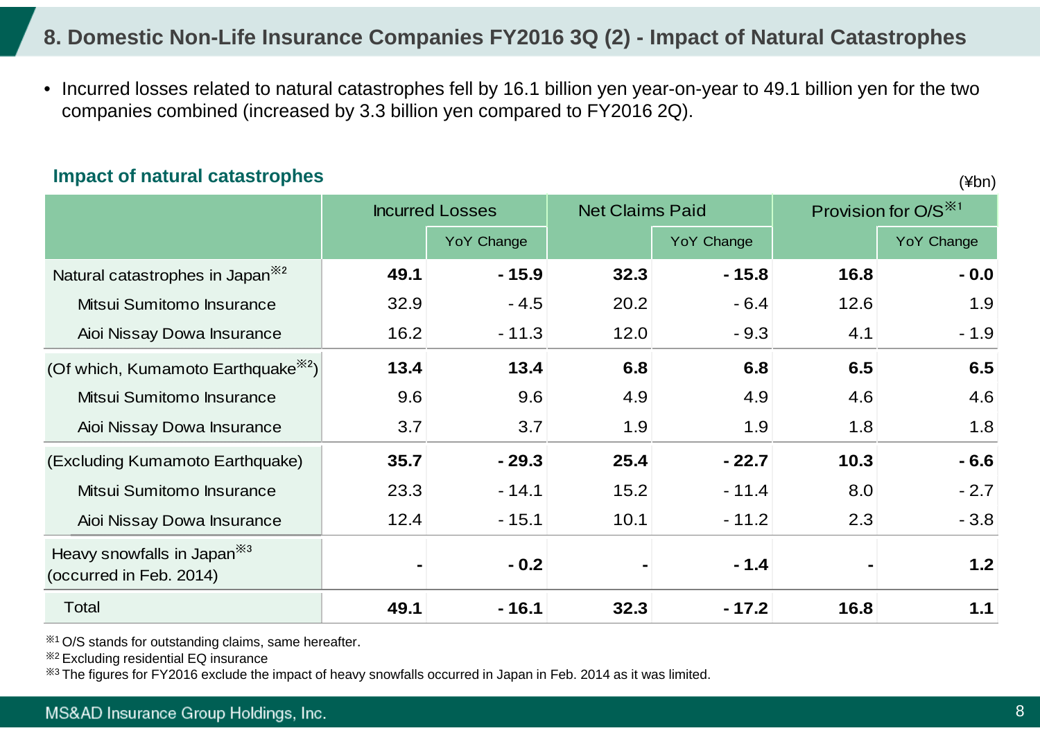## 8. Domestic Non-Life Insurance Companies FY2016 3Q (2) - Impact of Natural Catastrophes

- Incurred losses related to natural catastrophes fell by 16.1 billion yen year-on-year to 49.1 billion yen for the two companies combined (increased by 3.3 billion yen compared to FY2016 2Q).

### Impact of natural catastrophes

(¥bn)

| | Incurred Losses | | Net Claims Paid | | Provision for O/S※1 | |
|---|---|---|---|---|---|---|
| | | YoY Change | | YoY Change | | YoY Change |
| Natural catastrophes in Japan※2 | **49.1** | **- 15.9** | **32.3** | **- 15.8** | **16.8** | **- 0.0** |
| Mitsui Sumitomo Insurance | 32.9 | - 4.5 | 20.2 | - 6.4 | 12.6 | 1.9 |
| Aioi Nissay Dowa Insurance | 16.2 | - 11.3 | 12.0 | - 9.3 | 4.1 | - 1.9 |
| (Of which, Kumamoto Earthquake※2) | **13.4** | **13.4** | **6.8** | **6.8** | **6.5** | **6.5** |
| Mitsui Sumitomo Insurance | 9.6 | 9.6 | 4.9 | 4.9 | 4.6 | 4.6 |
| Aioi Nissay Dowa Insurance | 3.7 | 3.7 | 1.9 | 1.9 | 1.8 | 1.8 |
| (Excluding Kumamoto Earthquake) | **35.7** | **- 29.3** | **25.4** | **- 22.7** | **10.3** | **- 6.6** |
| Mitsui Sumitomo Insurance | 23.3 | - 14.1 | 15.2 | - 11.4 | 8.0 | - 2.7 |
| Aioi Nissay Dowa Insurance | 12.4 | - 15.1 | 10.1 | - 11.2 | 2.3 | - 3.8 |
| Heavy snowfalls in Japan※3 (occurred in Feb. 2014) | **-** | **- 0.2** | **-** | **- 1.4** | **-** | **1.2** |
| Total | **49.1** | **- 16.1** | **32.3** | **- 17.2** | **16.8** | **1.1** |

※1 O/S stands for outstanding claims, same hereafter.

※2 Excluding residential EQ insurance

※3 The figures for FY2016 exclude the impact of heavy snowfalls occurred in Japan in Feb. 2014 as it was limited.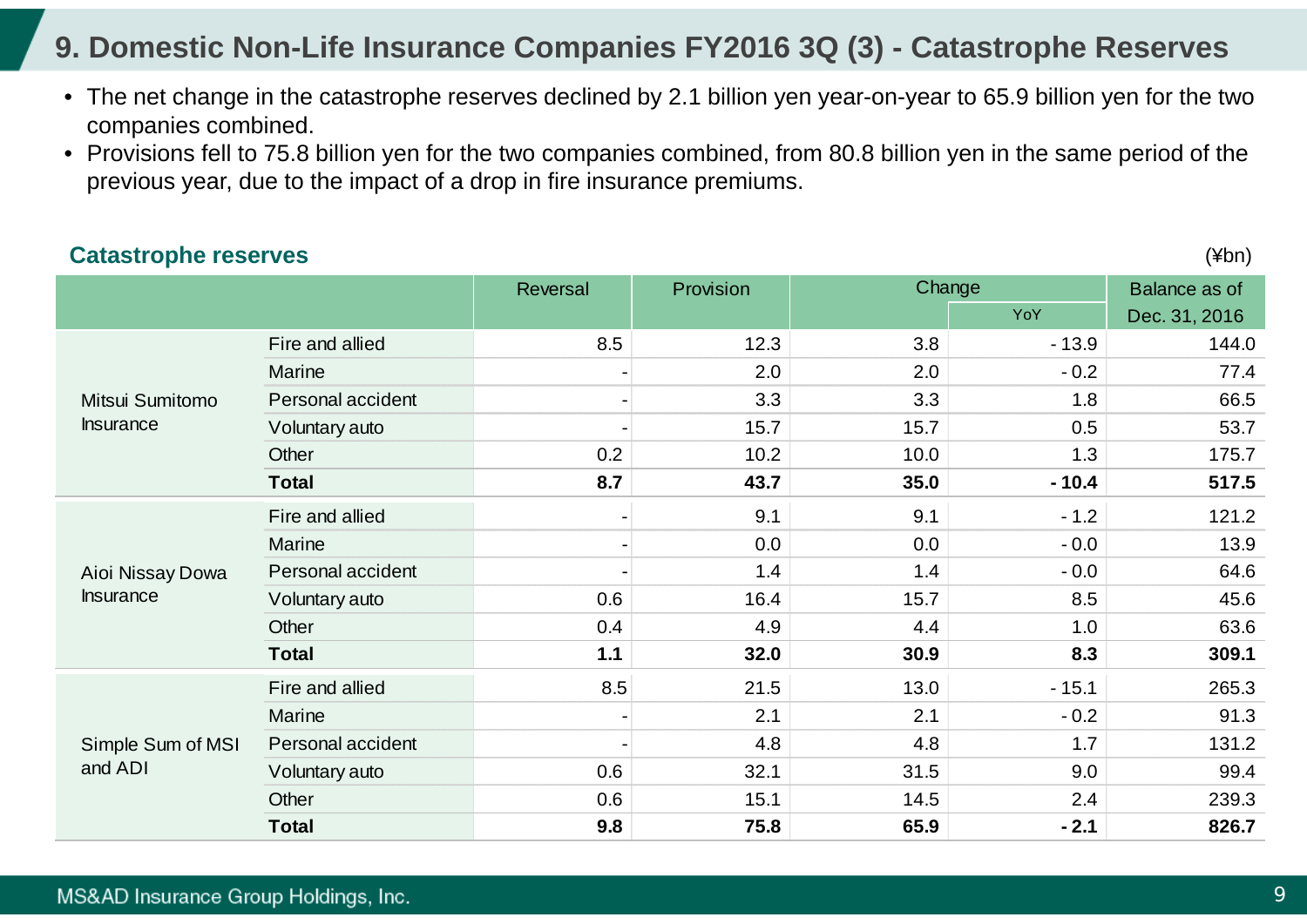# 9. Domestic Non-Life Insurance Companies FY2016 3Q (3) - Catastrophe Reserves

- The net change in the catastrophe reserves declined by 2.1 billion yen year-on-year to 65.9 billion yen for the two companies combined.
- Provisions fell to 75.8 billion yen for the two companies combined, from 80.8 billion yen in the same period of the previous year, due to the impact of a drop in fire insurance premiums.

## Catastrophe reserves

(¥bn)

| | | Reversal | Provision | Change | | Balance as of Dec. 31, 2016 |
|---|---|---|---|---|---|---|
| | | | | | YoY | |
| Mitsui Sumitomo Insurance | Fire and allied | 8.5 | 12.3 | 3.8 | - 13.9 | 144.0 |
| | Marine | - | 2.0 | 2.0 | - 0.2 | 77.4 |
| | Personal accident | - | 3.3 | 3.3 | 1.8 | 66.5 |
| | Voluntary auto | - | 15.7 | 15.7 | 0.5 | 53.7 |
| | Other | 0.2 | 10.2 | 10.0 | 1.3 | 175.7 |
| | **Total** | **8.7** | **43.7** | **35.0** | **- 10.4** | **517.5** |
| Aioi Nissay Dowa Insurance | Fire and allied | - | 9.1 | 9.1 | - 1.2 | 121.2 |
| | Marine | - | 0.0 | 0.0 | - 0.0 | 13.9 |
| | Personal accident | - | 1.4 | 1.4 | - 0.0 | 64.6 |
| | Voluntary auto | 0.6 | 16.4 | 15.7 | 8.5 | 45.6 |
| | Other | 0.4 | 4.9 | 4.4 | 1.0 | 63.6 |
| | **Total** | **1.1** | **32.0** | **30.9** | **8.3** | **309.1** |
| Simple Sum of MSI and ADI | Fire and allied | 8.5 | 21.5 | 13.0 | - 15.1 | 265.3 |
| | Marine | - | 2.1 | 2.1 | - 0.2 | 91.3 |
| | Personal accident | - | 4.8 | 4.8 | 1.7 | 131.2 |
| | Voluntary auto | 0.6 | 32.1 | 31.5 | 9.0 | 99.4 |
| | Other | 0.6 | 15.1 | 14.5 | 2.4 | 239.3 |
| | **Total** | **9.8** | **75.8** | **65.9** | **- 2.1** | **826.7** |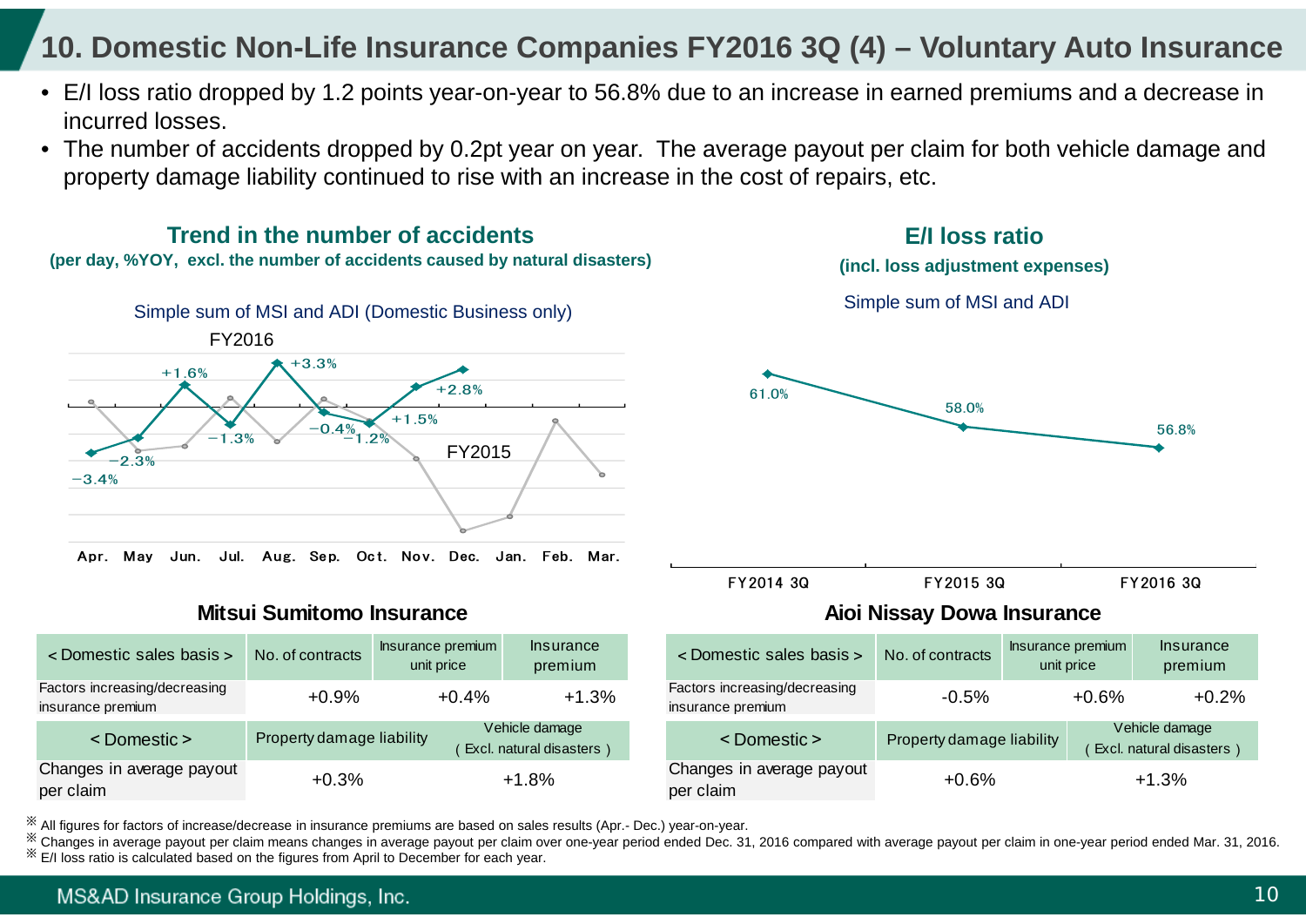# 10. Domestic Non-Life Insurance Companies FY2016 3Q (4) – Voluntary Auto Insurance

- E/I loss ratio dropped by 1.2 points year-on-year to 56.8% due to an increase in earned premiums and a decrease in incurred losses.
- The number of accidents dropped by 0.2pt year on year. The average payout per claim for both vehicle damage and property damage liability continued to rise with an increase in the cost of repairs, etc.

## Trend in the number of accidents

**(per day, %YOY, excl. the number of accidents caused by natural disasters)**

Simple sum of MSI and ADI (Domestic Business only)

FY2016

| | Apr. | May | Jun. | Jul. | Aug. | Sep. | Oct. | Nov. | Dec. | Jan. | Feb. | Mar. |
|---|---|---|---|---|---|---|---|---|---|---|---|---|
| FY2016 | −3.4% | −2.3% | +1.6% | −1.3% | +3.3% | −0.4% | −1.2% | +1.5% | +2.8% | | | |

FY2015

## E/I loss ratio

**(incl. loss adjustment expenses)**

Simple sum of MSI and ADI

| FY2014 3Q | FY2015 3Q | FY2016 3Q |
|---|---|---|
| 61.0% | 58.0% | 56.8% |

### Mitsui Sumitomo Insurance

| < Domestic sales basis > | No. of contracts | Insurance premium unit price | Insurance premium |
|---|---|---|---|
| Factors increasing/decreasing insurance premium | +0.9% | +0.4% | +1.3% |

| < Domestic > | Property damage liability | Vehicle damage ( Excl. natural disasters ) |
|---|---|---|
| Changes in average payout per claim | +0.3% | +1.8% |

### Aioi Nissay Dowa Insurance

| < Domestic sales basis > | No. of contracts | Insurance premium unit price | Insurance premium |
|---|---|---|---|
| Factors increasing/decreasing insurance premium | -0.5% | +0.6% | +0.2% |

| < Domestic > | Property damage liability | Vehicle damage ( Excl. natural disasters ) |
|---|---|---|
| Changes in average payout per claim | +0.6% | +1.3% |

※ All figures for factors of increase/decrease in insurance premiums are based on sales results (Apr.- Dec.) year-on-year.
※ Changes in average payout per claim means changes in average payout per claim over one-year period ended Dec. 31, 2016 compared with average payout per claim in one-year period ended Mar. 31, 2016.
※ E/I loss ratio is calculated based on the figures from April to December for each year.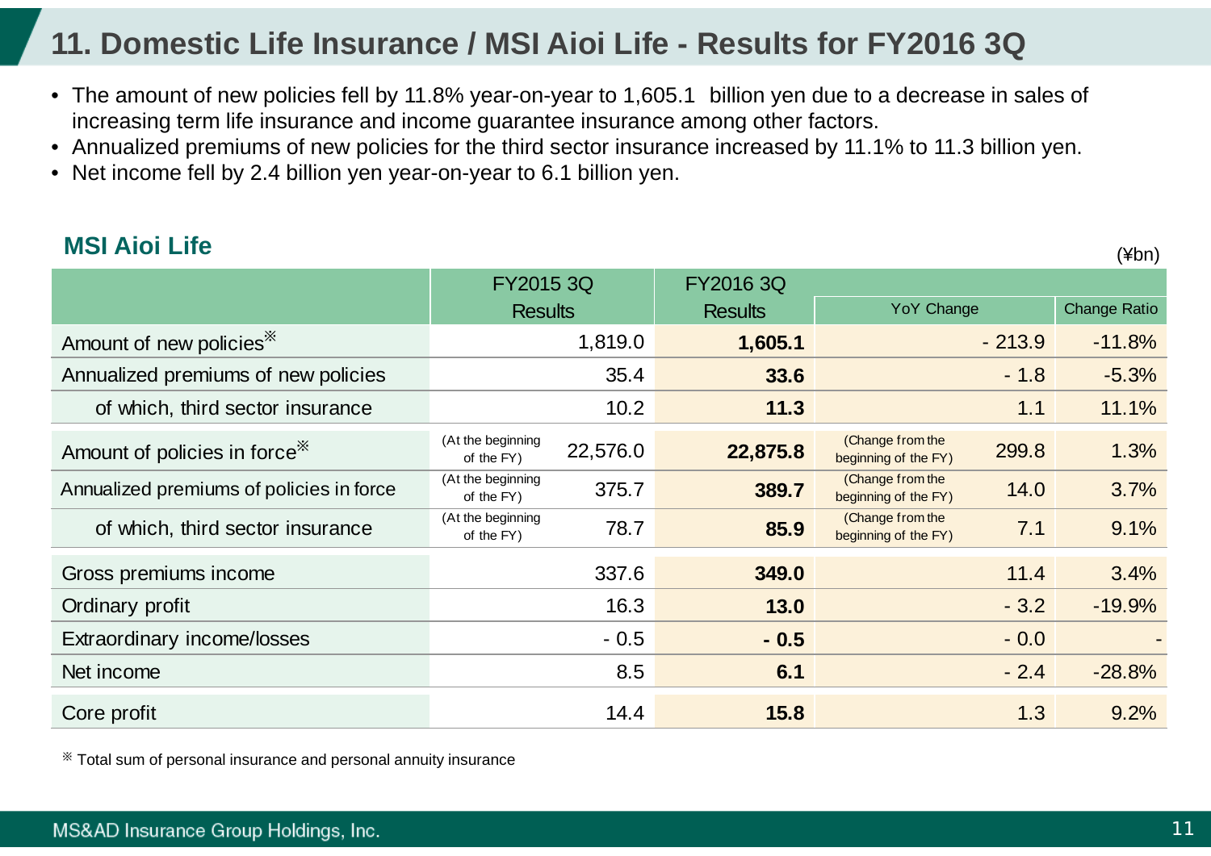# 11. Domestic Life Insurance / MSI Aioi Life - Results for FY2016 3Q

- The amount of new policies fell by 11.8% year-on-year to 1,605.1 billion yen due to a decrease in sales of increasing term life insurance and income guarantee insurance among other factors.
- Annualized premiums of new policies for the third sector insurance increased by 11.1% to 11.3 billion yen.
- Net income fell by 2.4 billion yen year-on-year to 6.1 billion yen.

## MSI Aioi Life

(¥bn)

| | FY2015 3Q Results | FY2016 3Q Results | YoY Change | Change Ratio |
|---|---|---|---|---|
| Amount of new policies※ | 1,819.0 | **1,605.1** | - 213.9 | -11.8% |
| Annualized premiums of new policies | 35.4 | **33.6** | - 1.8 | -5.3% |
| of which, third sector insurance | 10.2 | **11.3** | 1.1 | 11.1% |
| Amount of policies in force※ | (At the beginning of the FY) 22,576.0 | **22,875.8** | (Change from the beginning of the FY) 299.8 | 1.3% |
| Annualized premiums of policies in force | (At the beginning of the FY) 375.7 | **389.7** | (Change from the beginning of the FY) 14.0 | 3.7% |
| of which, third sector insurance | (At the beginning of the FY) 78.7 | **85.9** | (Change from the beginning of the FY) 7.1 | 9.1% |
| Gross premiums income | 337.6 | **349.0** | 11.4 | 3.4% |
| Ordinary profit | 16.3 | **13.0** | - 3.2 | -19.9% |
| Extraordinary income/losses | - 0.5 | **- 0.5** | - 0.0 | - |
| Net income | 8.5 | **6.1** | - 2.4 | -28.8% |
| Core profit | 14.4 | **15.8** | 1.3 | 9.2% |

※ Total sum of personal insurance and personal annuity insurance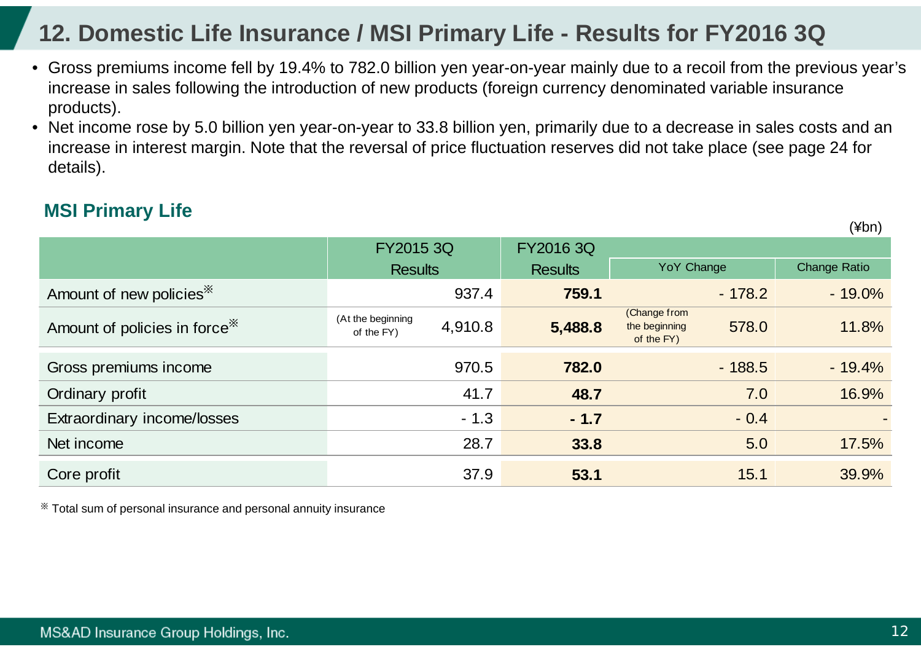# 12. Domestic Life Insurance / MSI Primary Life - Results for FY2016 3Q

- Gross premiums income fell by 19.4% to 782.0 billion yen year-on-year mainly due to a recoil from the previous year's increase in sales following the introduction of new products (foreign currency denominated variable insurance products).
- Net income rose by 5.0 billion yen year-on-year to 33.8 billion yen, primarily due to a decrease in sales costs and an increase in interest margin. Note that the reversal of price fluctuation reserves did not take place (see page 24 for details).

## MSI Primary Life

(¥bn)

| | FY2015 3Q Results | FY2016 3Q Results | YoY Change | Change Ratio |
|---|---|---|---|---|
| Amount of new policies※ | 937.4 | **759.1** | - 178.2 | - 19.0% |
| Amount of policies in force※ | (At the beginning of the FY) 4,910.8 | **5,488.8** | (Change from the beginning of the FY) 578.0 | 11.8% |
| Gross premiums income | 970.5 | **782.0** | - 188.5 | - 19.4% |
| Ordinary profit | 41.7 | **48.7** | 7.0 | 16.9% |
| Extraordinary income/losses | - 1.3 | **- 1.7** | - 0.4 | - |
| Net income | 28.7 | **33.8** | 5.0 | 17.5% |
| Core profit | 37.9 | **53.1** | 15.1 | 39.9% |

※ Total sum of personal insurance and personal annuity insurance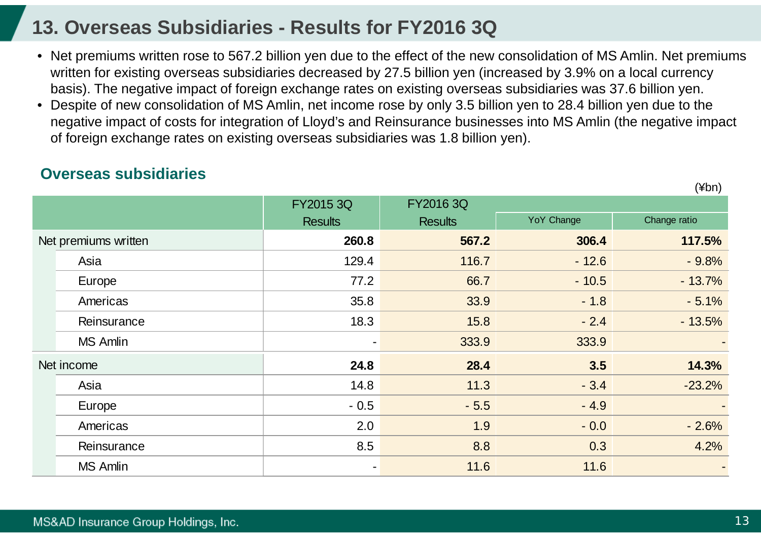## 13. Overseas Subsidiaries - Results for FY2016 3Q

- Net premiums written rose to 567.2 billion yen due to the effect of the new consolidation of MS Amlin. Net premiums written for existing overseas subsidiaries decreased by 27.5 billion yen (increased by 3.9% on a local currency basis). The negative impact of foreign exchange rates on existing overseas subsidiaries was 37.6 billion yen.
- Despite of new consolidation of MS Amlin, net income rose by only 3.5 billion yen to 28.4 billion yen due to the negative impact of costs for integration of Lloyd's and Reinsurance businesses into MS Amlin (the negative impact of foreign exchange rates on existing overseas subsidiaries was 1.8 billion yen).

### Overseas subsidiaries

(¥bn)

| | | FY2015 3Q Results | FY2016 3Q Results | | |
|---|---|---|---|---|---|
| | | | | YoY Change | Change ratio |
| **Net premiums written** | | **260.8** | **567.2** | **306.4** | **117.5%** |
| | Asia | 129.4 | 116.7 | - 12.6 | - 9.8% |
| | Europe | 77.2 | 66.7 | - 10.5 | - 13.7% |
| | Americas | 35.8 | 33.9 | - 1.8 | - 5.1% |
| | Reinsurance | 18.3 | 15.8 | - 2.4 | - 13.5% |
| | MS Amlin | - | 333.9 | 333.9 | - |
| **Net income** | | **24.8** | **28.4** | **3.5** | **14.3%** |
| | Asia | 14.8 | 11.3 | - 3.4 | -23.2% |
| | Europe | - 0.5 | - 5.5 | - 4.9 | - |
| | Americas | 2.0 | 1.9 | - 0.0 | - 2.6% |
| | Reinsurance | 8.5 | 8.8 | 0.3 | 4.2% |
| | MS Amlin | - | 11.6 | 11.6 | - |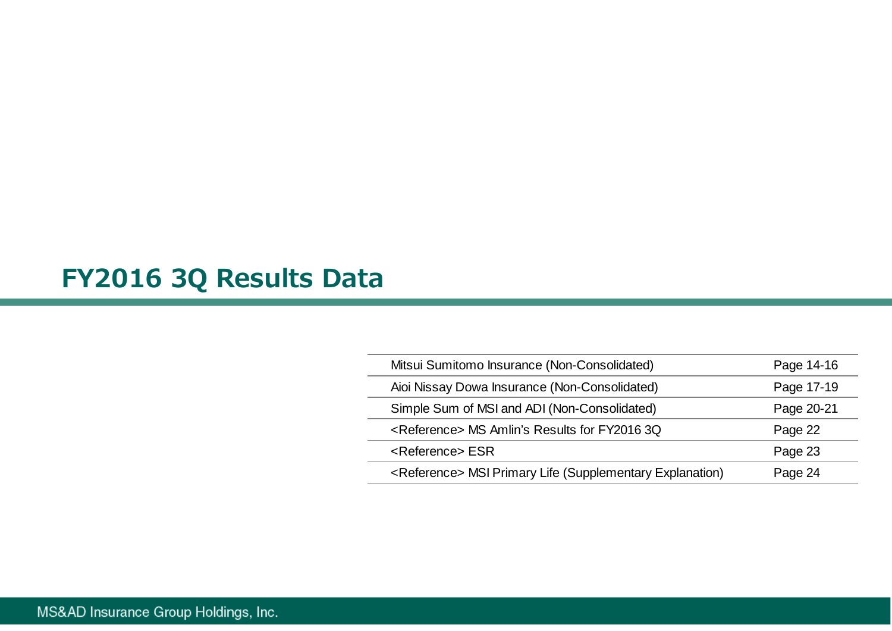# FY2016 3Q Results Data

| | |
|---|---|
| Mitsui Sumitomo Insurance (Non-Consolidated) | Page 14-16 |
| Aioi Nissay Dowa Insurance (Non-Consolidated) | Page 17-19 |
| Simple Sum of MSI and ADI (Non-Consolidated) | Page 20-21 |
| <Reference> MS Amlin's Results for FY2016 3Q | Page 22 |
| <Reference> ESR | Page 23 |
| <Reference> MSI Primary Life (Supplementary Explanation) | Page 24 |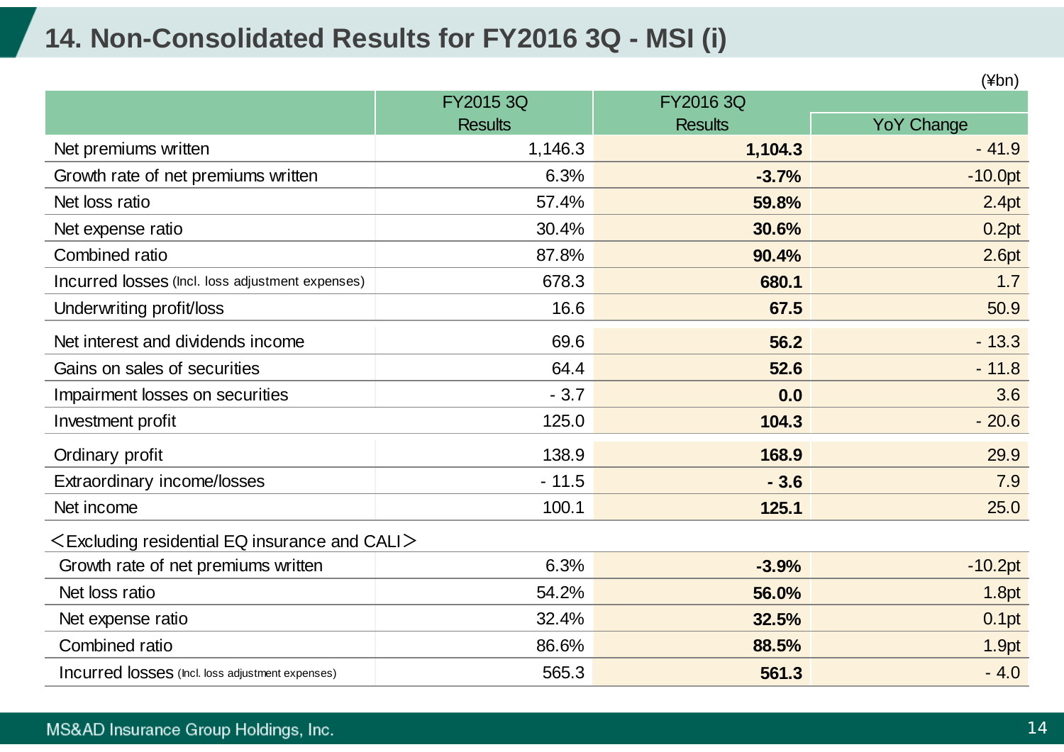# 14. Non-Consolidated Results for FY2016 3Q - MSI (i)

(¥bn)

| | FY2015 3Q Results | FY2016 3Q Results | YoY Change |
|---|---|---|---|
| Net premiums written | 1,146.3 | **1,104.3** | - 41.9 |
| Growth rate of net premiums written | 6.3% | **-3.7%** | -10.0pt |
| Net loss ratio | 57.4% | **59.8%** | 2.4pt |
| Net expense ratio | 30.4% | **30.6%** | 0.2pt |
| Combined ratio | 87.8% | **90.4%** | 2.6pt |
| Incurred losses (Incl. loss adjustment expenses) | 678.3 | **680.1** | 1.7 |
| Underwriting profit/loss | 16.6 | **67.5** | 50.9 |
| Net interest and dividends income | 69.6 | **56.2** | - 13.3 |
| Gains on sales of securities | 64.4 | **52.6** | - 11.8 |
| Impairment losses on securities | - 3.7 | **0.0** | 3.6 |
| Investment profit | 125.0 | **104.3** | - 20.6 |
| Ordinary profit | 138.9 | **168.9** | 29.9 |
| Extraordinary income/losses | - 11.5 | **- 3.6** | 7.9 |
| Net income | 100.1 | **125.1** | 25.0 |
| ＜Excluding residential EQ insurance and CALI＞ | | | |
| Growth rate of net premiums written | 6.3% | **-3.9%** | -10.2pt |
| Net loss ratio | 54.2% | **56.0%** | 1.8pt |
| Net expense ratio | 32.4% | **32.5%** | 0.1pt |
| Combined ratio | 86.6% | **88.5%** | 1.9pt |
| Incurred losses (Incl. loss adjustment expenses) | 565.3 | **561.3** | - 4.0 |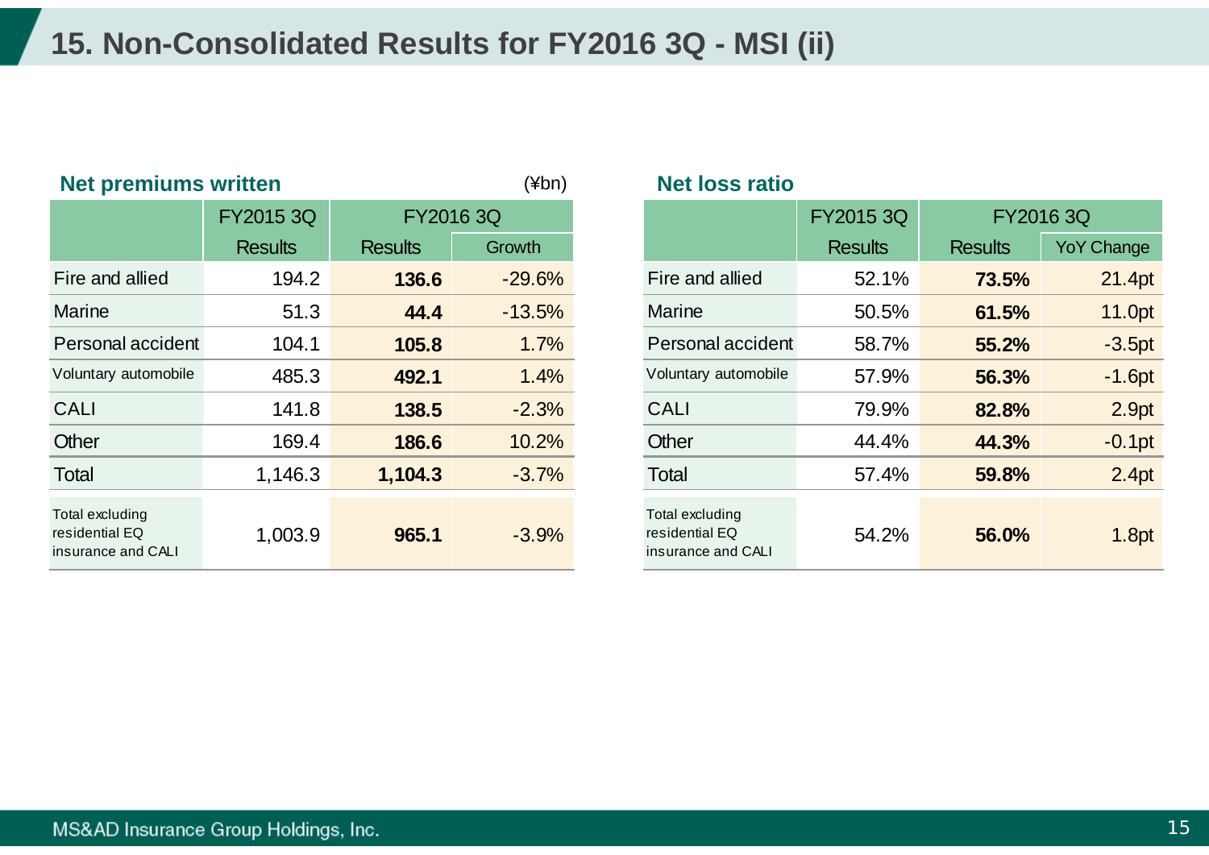# 15. Non-Consolidated Results for FY2016 3Q - MSI (ii)

### Net premiums written

(¥bn)

| | FY2015 3Q | FY2016 3Q | |
|---|---|---|---|
| | Results | Results | Growth |
| Fire and allied | 194.2 | **136.6** | -29.6% |
| Marine | 51.3 | **44.4** | -13.5% |
| Personal accident | 104.1 | **105.8** | 1.7% |
| Voluntary automobile | 485.3 | **492.1** | 1.4% |
| CALI | 141.8 | **138.5** | -2.3% |
| Other | 169.4 | **186.6** | 10.2% |
| Total | 1,146.3 | **1,104.3** | -3.7% |
| Total excluding residential EQ insurance and CALI | 1,003.9 | **965.1** | -3.9% |

### Net loss ratio

| | FY2015 3Q | FY2016 3Q | |
|---|---|---|---|
| | Results | Results | YoY Change |
| Fire and allied | 52.1% | **73.5%** | 21.4pt |
| Marine | 50.5% | **61.5%** | 11.0pt |
| Personal accident | 58.7% | **55.2%** | -3.5pt |
| Voluntary automobile | 57.9% | **56.3%** | -1.6pt |
| CALI | 79.9% | **82.8%** | 2.9pt |
| Other | 44.4% | **44.3%** | -0.1pt |
| Total | 57.4% | **59.8%** | 2.4pt |
| Total excluding residential EQ insurance and CALI | 54.2% | **56.0%** | 1.8pt |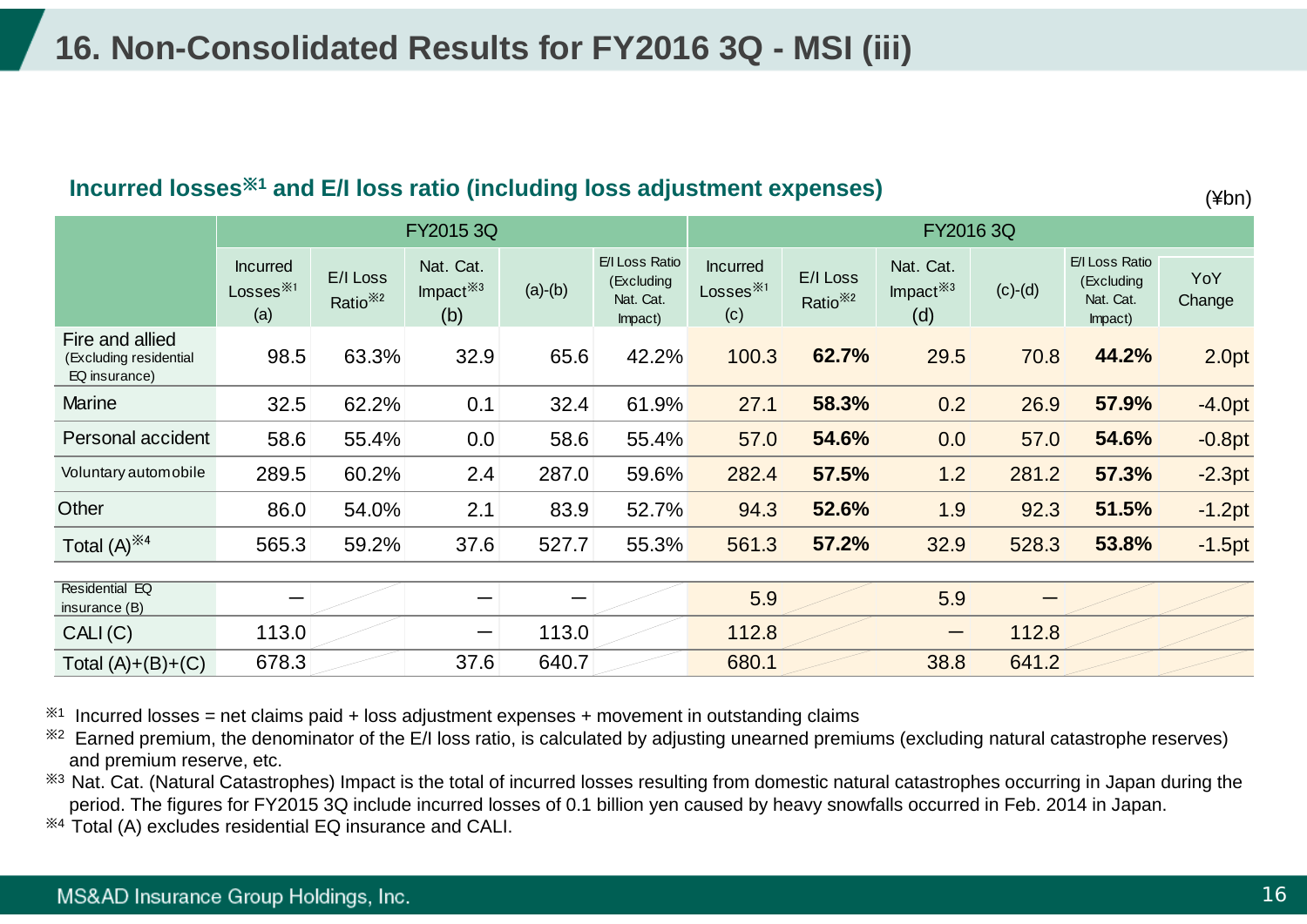# 16. Non-Consolidated Results for FY2016 3Q - MSI (iii)

## Incurred losses※1 and E/I loss ratio (including loss adjustment expenses)

(¥bn)

| | FY2015 3Q | | | | | FY2016 3Q | | | | | |
|---|---|---|---|---|---|---|---|---|---|---|---|
| | Incurred Losses※1 (a) | E/I Loss Ratio※2 | Nat. Cat. Impact※3 (b) | (a)-(b) | E/I Loss Ratio (Excluding Nat. Cat. Impact) | Incurred Losses※1 (c) | E/I Loss Ratio※2 | Nat. Cat. Impact※3 (d) | (c)-(d) | E/I Loss Ratio (Excluding Nat. Cat. Impact) | YoY Change |
| Fire and allied (Excluding residential EQ insurance) | 98.5 | 63.3% | 32.9 | 65.6 | 42.2% | 100.3 | **62.7%** | 29.5 | 70.8 | **44.2%** | 2.0pt |
| Marine | 32.5 | 62.2% | 0.1 | 32.4 | 61.9% | 27.1 | **58.3%** | 0.2 | 26.9 | **57.9%** | -4.0pt |
| Personal accident | 58.6 | 55.4% | 0.0 | 58.6 | 55.4% | 57.0 | **54.6%** | 0.0 | 57.0 | **54.6%** | -0.8pt |
| Voluntary automobile | 289.5 | 60.2% | 2.4 | 287.0 | 59.6% | 282.4 | **57.5%** | 1.2 | 281.2 | **57.3%** | -2.3pt |
| Other | 86.0 | 54.0% | 2.1 | 83.9 | 52.7% | 94.3 | **52.6%** | 1.9 | 92.3 | **51.5%** | -1.2pt |
| Total (A)※4 | 565.3 | 59.2% | 37.6 | 527.7 | 55.3% | 561.3 | **57.2%** | 32.9 | 528.3 | **53.8%** | -1.5pt |
| Residential EQ insurance (B) | ― | | ― | ― | | 5.9 | | 5.9 | ― | | |
| CALI (C) | 113.0 | | ― | 113.0 | | 112.8 | | ― | 112.8 | | |
| Total (A)+(B)+(C) | 678.3 | | 37.6 | 640.7 | | 680.1 | | 38.8 | 641.2 | | |

※1 Incurred losses = net claims paid + loss adjustment expenses + movement in outstanding claims

※2 Earned premium, the denominator of the E/I loss ratio, is calculated by adjusting unearned premiums (excluding natural catastrophe reserves) and premium reserve, etc.

※3 Nat. Cat. (Natural Catastrophes) Impact is the total of incurred losses resulting from domestic natural catastrophes occurring in Japan during the period. The figures for FY2015 3Q include incurred losses of 0.1 billion yen caused by heavy snowfalls occurred in Feb. 2014 in Japan.

※4 Total (A) excludes residential EQ insurance and CALI.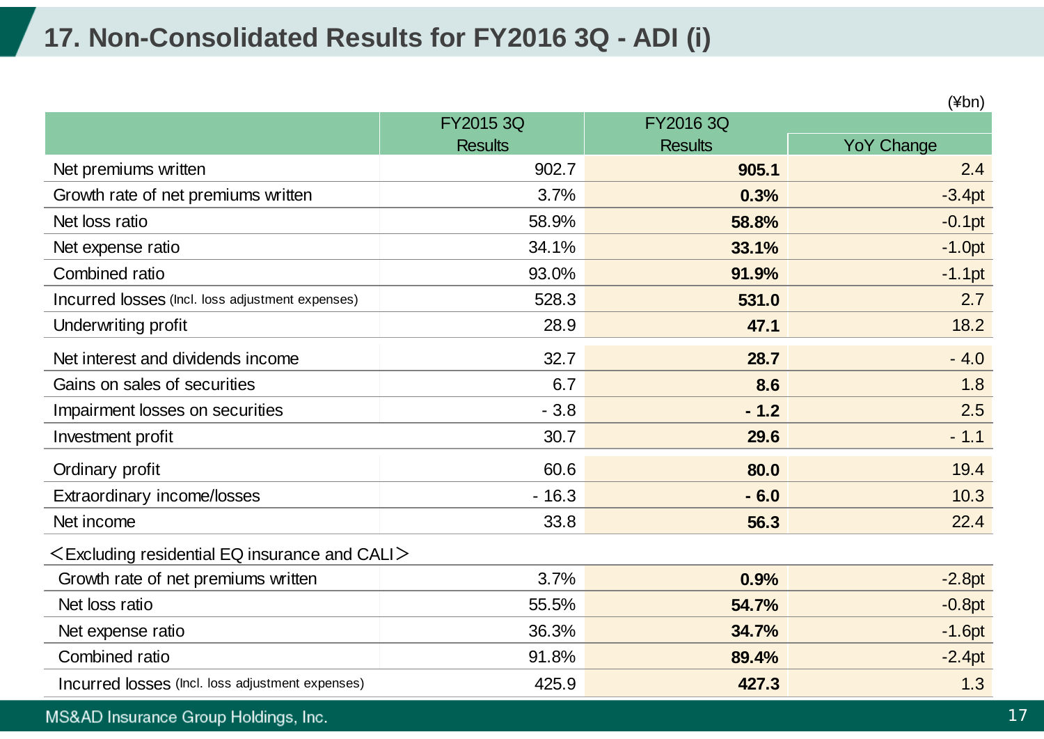# 17. Non-Consolidated Results for FY2016 3Q - ADI (i)

(¥bn)

| | FY2015 3Q Results | FY2016 3Q Results | YoY Change |
|---|---|---|---|
| Net premiums written | 902.7 | **905.1** | 2.4 |
| Growth rate of net premiums written | 3.7% | **0.3%** | -3.4pt |
| Net loss ratio | 58.9% | **58.8%** | -0.1pt |
| Net expense ratio | 34.1% | **33.1%** | -1.0pt |
| Combined ratio | 93.0% | **91.9%** | -1.1pt |
| Incurred losses (Incl. loss adjustment expenses) | 528.3 | **531.0** | 2.7 |
| Underwriting profit | 28.9 | **47.1** | 18.2 |
| Net interest and dividends income | 32.7 | **28.7** | - 4.0 |
| Gains on sales of securities | 6.7 | **8.6** | 1.8 |
| Impairment losses on securities | - 3.8 | **- 1.2** | 2.5 |
| Investment profit | 30.7 | **29.6** | - 1.1 |
| Ordinary profit | 60.6 | **80.0** | 19.4 |
| Extraordinary income/losses | - 16.3 | **- 6.0** | 10.3 |
| Net income | 33.8 | **56.3** | 22.4 |
| <Excluding residential EQ insurance and CALI> | | | |
| Growth rate of net premiums written | 3.7% | **0.9%** | -2.8pt |
| Net loss ratio | 55.5% | **54.7%** | -0.8pt |
| Net expense ratio | 36.3% | **34.7%** | -1.6pt |
| Combined ratio | 91.8% | **89.4%** | -2.4pt |
| Incurred losses (Incl. loss adjustment expenses) | 425.9 | **427.3** | 1.3 |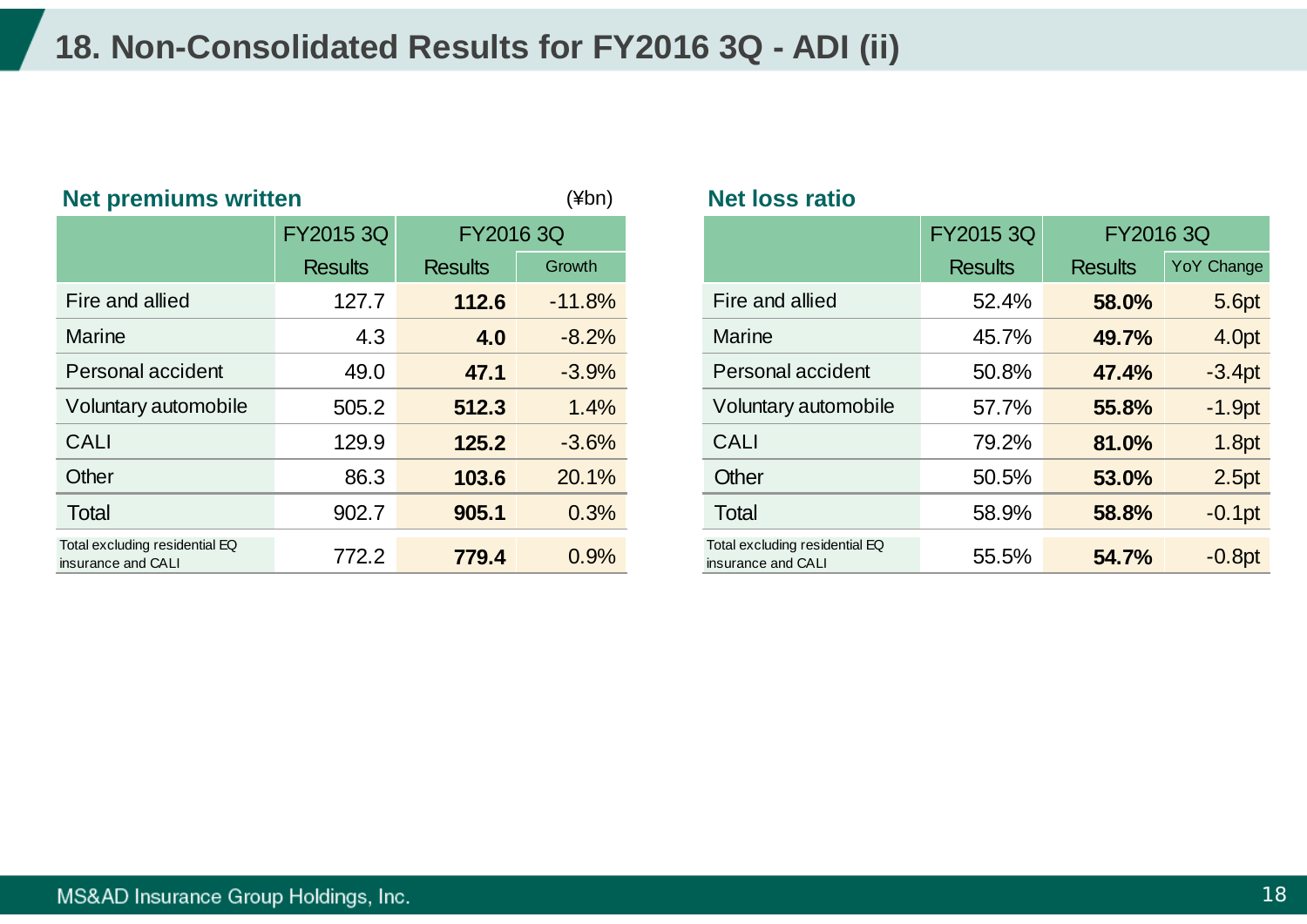# 18. Non-Consolidated Results for FY2016 3Q - ADI (ii)

## Net premiums written

(¥bn)

| | FY2015 3Q | FY2016 3Q | |
|---|---|---|---|
| | Results | Results | Growth |
| Fire and allied | 127.7 | **112.6** | -11.8% |
| Marine | 4.3 | **4.0** | -8.2% |
| Personal accident | 49.0 | **47.1** | -3.9% |
| Voluntary automobile | 505.2 | **512.3** | 1.4% |
| CALI | 129.9 | **125.2** | -3.6% |
| Other | 86.3 | **103.6** | 20.1% |
| Total | 902.7 | **905.1** | 0.3% |
| Total excluding residential EQ insurance and CALI | 772.2 | **779.4** | 0.9% |

## Net loss ratio

| | FY2015 3Q | FY2016 3Q | |
|---|---|---|---|
| | Results | Results | YoY Change |
| Fire and allied | 52.4% | **58.0%** | 5.6pt |
| Marine | 45.7% | **49.7%** | 4.0pt |
| Personal accident | 50.8% | **47.4%** | -3.4pt |
| Voluntary automobile | 57.7% | **55.8%** | -1.9pt |
| CALI | 79.2% | **81.0%** | 1.8pt |
| Other | 50.5% | **53.0%** | 2.5pt |
| Total | 58.9% | **58.8%** | -0.1pt |
| Total excluding residential EQ insurance and CALI | 55.5% | **54.7%** | -0.8pt |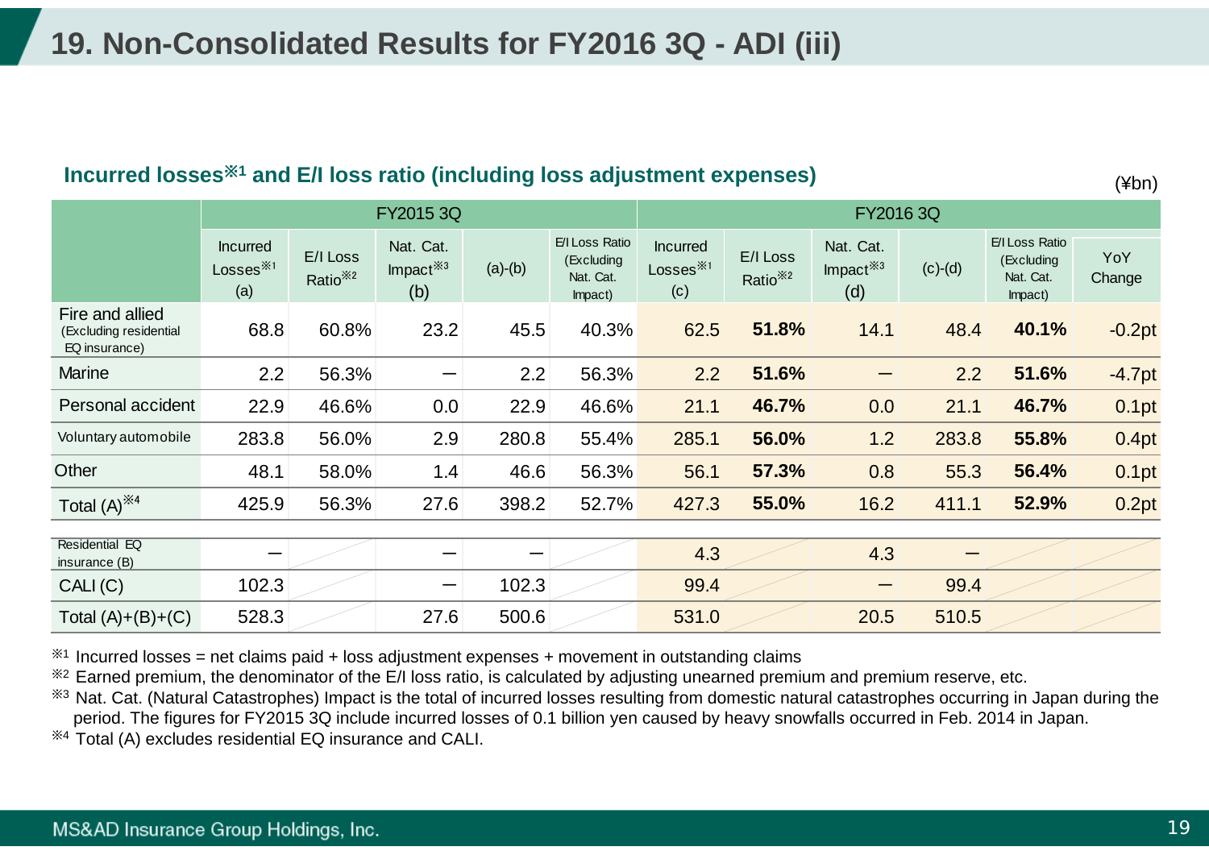# 19. Non-Consolidated Results for FY2016 3Q - ADI (iii)

## Incurred losses※1 and E/I loss ratio (including loss adjustment expenses)

(¥bn)

| | FY2015 3Q | | | | | FY2016 3Q | | | | | |
|---|---|---|---|---|---|---|---|---|---|---|---|
| | Incurred Losses※1 (a) | E/I Loss Ratio※2 | Nat. Cat. Impact※3 (b) | (a)-(b) | E/I Loss Ratio (Excluding Nat. Cat. Impact) | Incurred Losses※1 (c) | E/I Loss Ratio※2 | Nat. Cat. Impact※3 (d) | (c)-(d) | E/I Loss Ratio (Excluding Nat. Cat. Impact) | YoY Change |
| Fire and allied (Excluding residential EQ insurance) | 68.8 | 60.8% | 23.2 | 45.5 | 40.3% | 62.5 | **51.8%** | 14.1 | 48.4 | **40.1%** | -0.2pt |
| Marine | 2.2 | 56.3% | – | 2.2 | 56.3% | 2.2 | **51.6%** | – | 2.2 | **51.6%** | -4.7pt |
| Personal accident | 22.9 | 46.6% | 0.0 | 22.9 | 46.6% | 21.1 | **46.7%** | 0.0 | 21.1 | **46.7%** | 0.1pt |
| Voluntary automobile | 283.8 | 56.0% | 2.9 | 280.8 | 55.4% | 285.1 | **56.0%** | 1.2 | 283.8 | **55.8%** | 0.4pt |
| Other | 48.1 | 58.0% | 1.4 | 46.6 | 56.3% | 56.1 | **57.3%** | 0.8 | 55.3 | **56.4%** | 0.1pt |
| Total (A)※4 | 425.9 | 56.3% | 27.6 | 398.2 | 52.7% | 427.3 | **55.0%** | 16.2 | 411.1 | **52.9%** | 0.2pt |
| Residential EQ insurance (B) | – | | – | – | | 4.3 | | 4.3 | – | | |
| CALI (C) | 102.3 | | – | 102.3 | | 99.4 | | – | 99.4 | | |
| Total (A)+(B)+(C) | 528.3 | | 27.6 | 500.6 | | 531.0 | | 20.5 | 510.5 | | |

※1 Incurred losses = net claims paid + loss adjustment expenses + movement in outstanding claims

※2 Earned premium, the denominator of the E/I loss ratio, is calculated by adjusting unearned premium and premium reserve, etc.

※3 Nat. Cat. (Natural Catastrophes) Impact is the total of incurred losses resulting from domestic natural catastrophes occurring in Japan during the period. The figures for FY2015 3Q include incurred losses of 0.1 billion yen caused by heavy snowfalls occurred in Feb. 2014 in Japan.

※4 Total (A) excludes residential EQ insurance and CALI.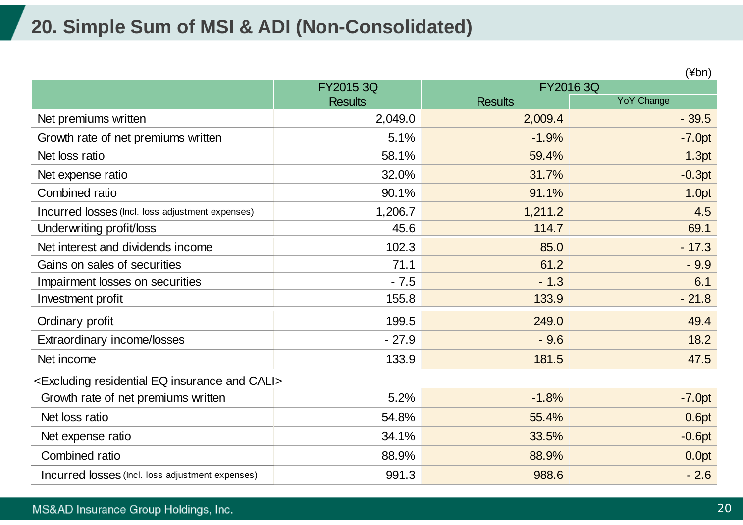# 20. Simple Sum of MSI & ADI (Non-Consolidated)

(¥bn)

| | FY2015 3Q | FY2016 3Q | |
|---|---|---|---|
| | Results | Results | YoY Change |
| Net premiums written | 2,049.0 | 2,009.4 | - 39.5 |
| Growth rate of net premiums written | 5.1% | -1.9% | -7.0pt |
| Net loss ratio | 58.1% | 59.4% | 1.3pt |
| Net expense ratio | 32.0% | 31.7% | -0.3pt |
| Combined ratio | 90.1% | 91.1% | 1.0pt |
| Incurred losses (Incl. loss adjustment expenses) | 1,206.7 | 1,211.2 | 4.5 |
| Underwriting profit/loss | 45.6 | 114.7 | 69.1 |
| Net interest and dividends income | 102.3 | 85.0 | - 17.3 |
| Gains on sales of securities | 71.1 | 61.2 | - 9.9 |
| Impairment losses on securities | - 7.5 | - 1.3 | 6.1 |
| Investment profit | 155.8 | 133.9 | - 21.8 |
| Ordinary profit | 199.5 | 249.0 | 49.4 |
| Extraordinary income/losses | - 27.9 | - 9.6 | 18.2 |
| Net income | 133.9 | 181.5 | 47.5 |
| <Excluding residential EQ insurance and CALI> | | | |
| Growth rate of net premiums written | 5.2% | -1.8% | -7.0pt |
| Net loss ratio | 54.8% | 55.4% | 0.6pt |
| Net expense ratio | 34.1% | 33.5% | -0.6pt |
| Combined ratio | 88.9% | 88.9% | 0.0pt |
| Incurred losses (Incl. loss adjustment expenses) | 991.3 | 988.6 | - 2.6 |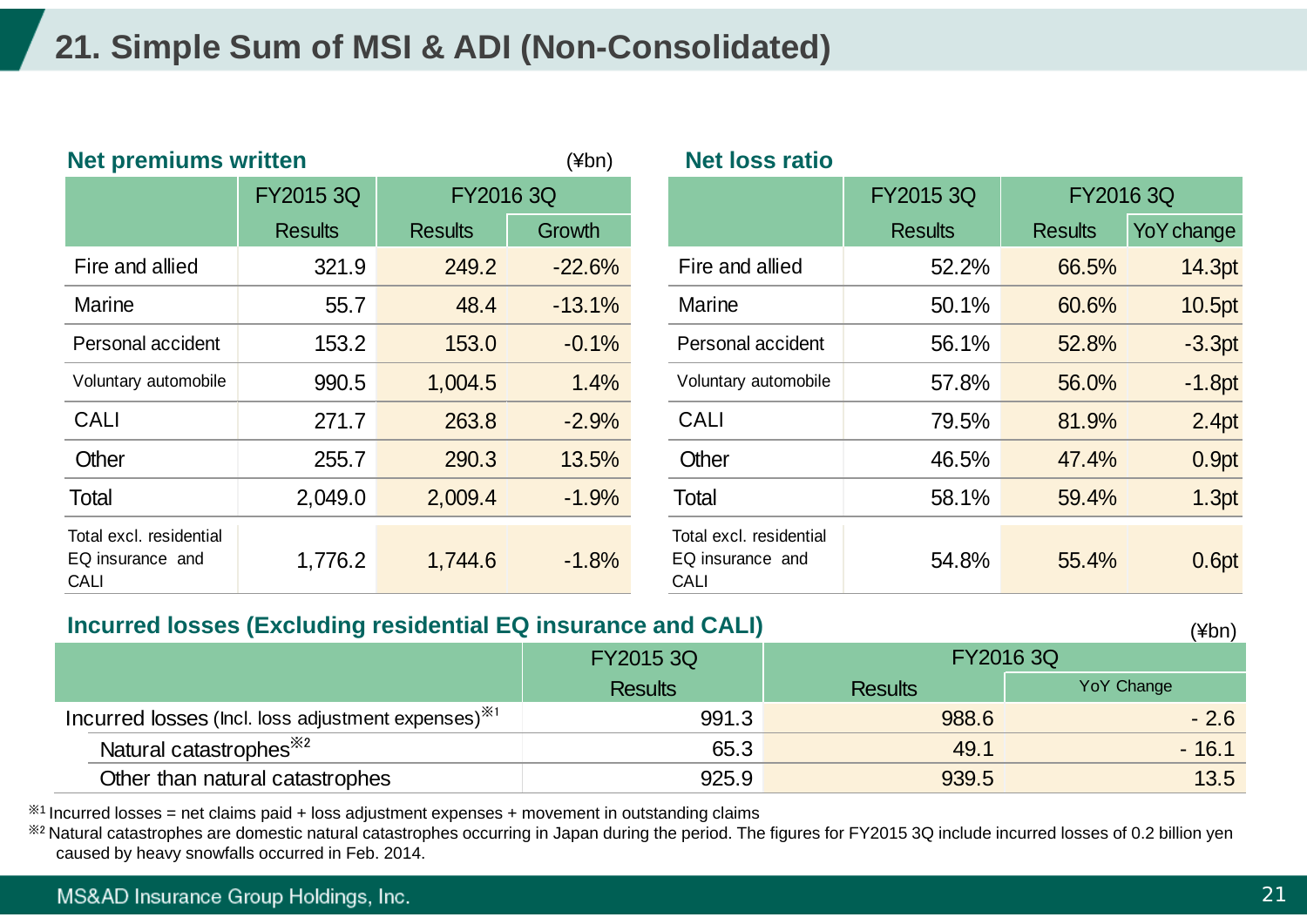# 21. Simple Sum of MSI & ADI (Non-Consolidated)

**Net premiums written** (¥bn)

| | FY2015 3Q | FY2016 3Q | |
|---|---|---|---|
| | Results | Results | Growth |
| Fire and allied | 321.9 | 249.2 | -22.6% |
| Marine | 55.7 | 48.4 | -13.1% |
| Personal accident | 153.2 | 153.0 | -0.1% |
| Voluntary automobile | 990.5 | 1,004.5 | 1.4% |
| CALI | 271.7 | 263.8 | -2.9% |
| Other | 255.7 | 290.3 | 13.5% |
| Total | 2,049.0 | 2,009.4 | -1.9% |
| Total excl. residential EQ insurance and CALI | 1,776.2 | 1,744.6 | -1.8% |

**Net loss ratio**

| | FY2015 3Q | FY2016 3Q | |
|---|---|---|---|
| | Results | Results | YoY change |
| Fire and allied | 52.2% | 66.5% | 14.3pt |
| Marine | 50.1% | 60.6% | 10.5pt |
| Personal accident | 56.1% | 52.8% | -3.3pt |
| Voluntary automobile | 57.8% | 56.0% | -1.8pt |
| CALI | 79.5% | 81.9% | 2.4pt |
| Other | 46.5% | 47.4% | 0.9pt |
| Total | 58.1% | 59.4% | 1.3pt |
| Total excl. residential EQ insurance and CALI | 54.8% | 55.4% | 0.6pt |

**Incurred losses (Excluding residential EQ insurance and CALI)** (¥bn)

| | FY2015 3Q | FY2016 3Q | |
|---|---|---|---|
| | Results | Results | YoY Change |
| Incurred losses (Incl. loss adjustment expenses)※1 | 991.3 | 988.6 | - 2.6 |
| Natural catastrophes※2 | 65.3 | 49.1 | - 16.1 |
| Other than natural catastrophes | 925.9 | 939.5 | 13.5 |

※1 Incurred losses = net claims paid + loss adjustment expenses + movement in outstanding claims

※2 Natural catastrophes are domestic natural catastrophes occurring in Japan during the period. The figures for FY2015 3Q include incurred losses of 0.2 billion yen caused by heavy snowfalls occurred in Feb. 2014.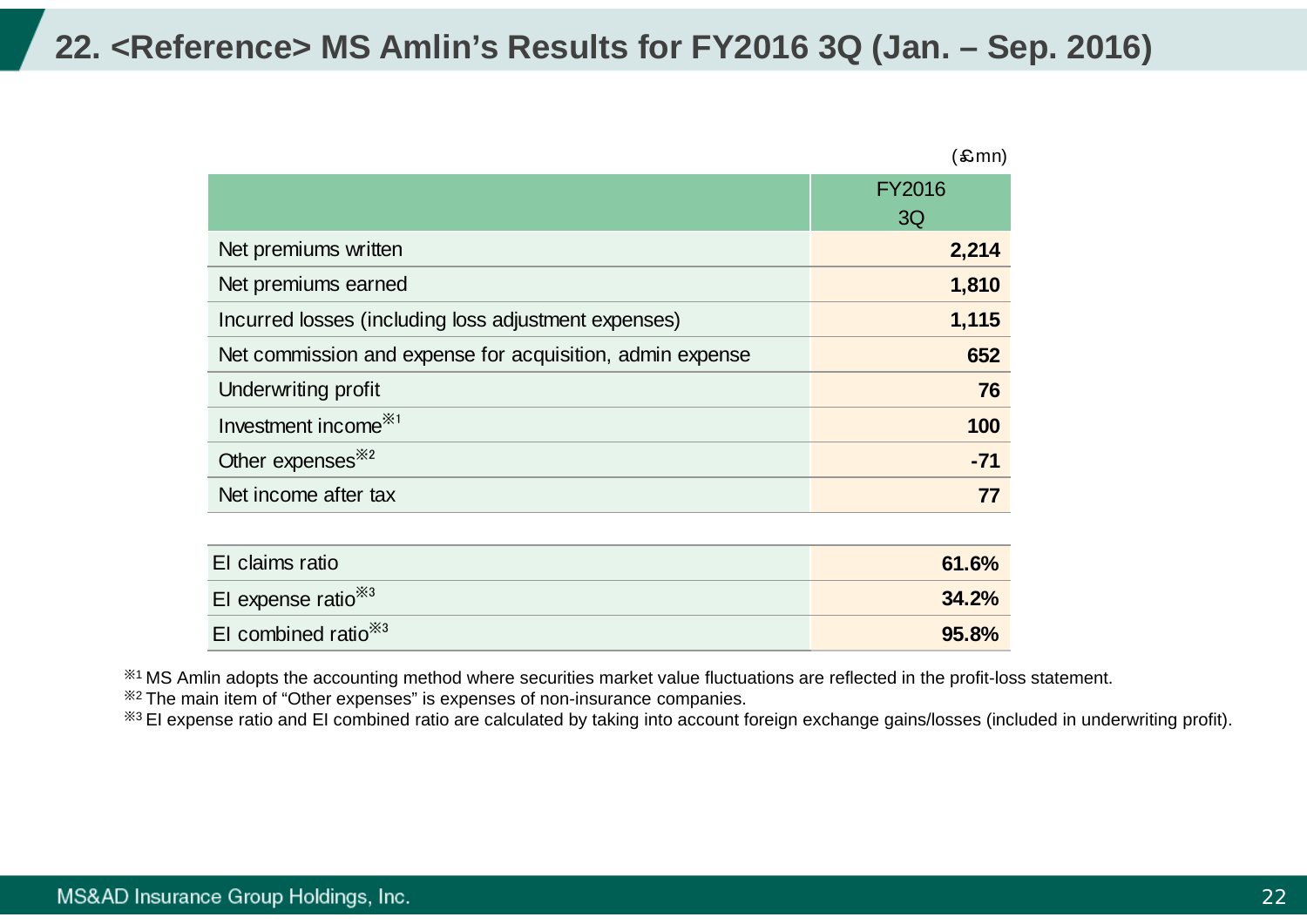# 22. <Reference> MS Amlin's Results for FY2016 3Q (Jan. – Sep. 2016)

(£mn)

| | FY2016 3Q |
|---|---|
| Net premiums written | **2,214** |
| Net premiums earned | **1,810** |
| Incurred losses (including loss adjustment expenses) | **1,115** |
| Net commission and expense for acquisition, admin expense | **652** |
| Underwriting profit | **76** |
| Investment income※1 | **100** |
| Other expenses※2 | **-71** |
| Net income after tax | **77** |

| | |
|---|---|
| EI claims ratio | **61.6%** |
| EI expense ratio※3 | **34.2%** |
| EI combined ratio※3 | **95.8%** |

※1 MS Amlin adopts the accounting method where securities market value fluctuations are reflected in the profit-loss statement.
※2 The main item of "Other expenses" is expenses of non-insurance companies.
※3 EI expense ratio and EI combined ratio are calculated by taking into account foreign exchange gains/losses (included in underwriting profit).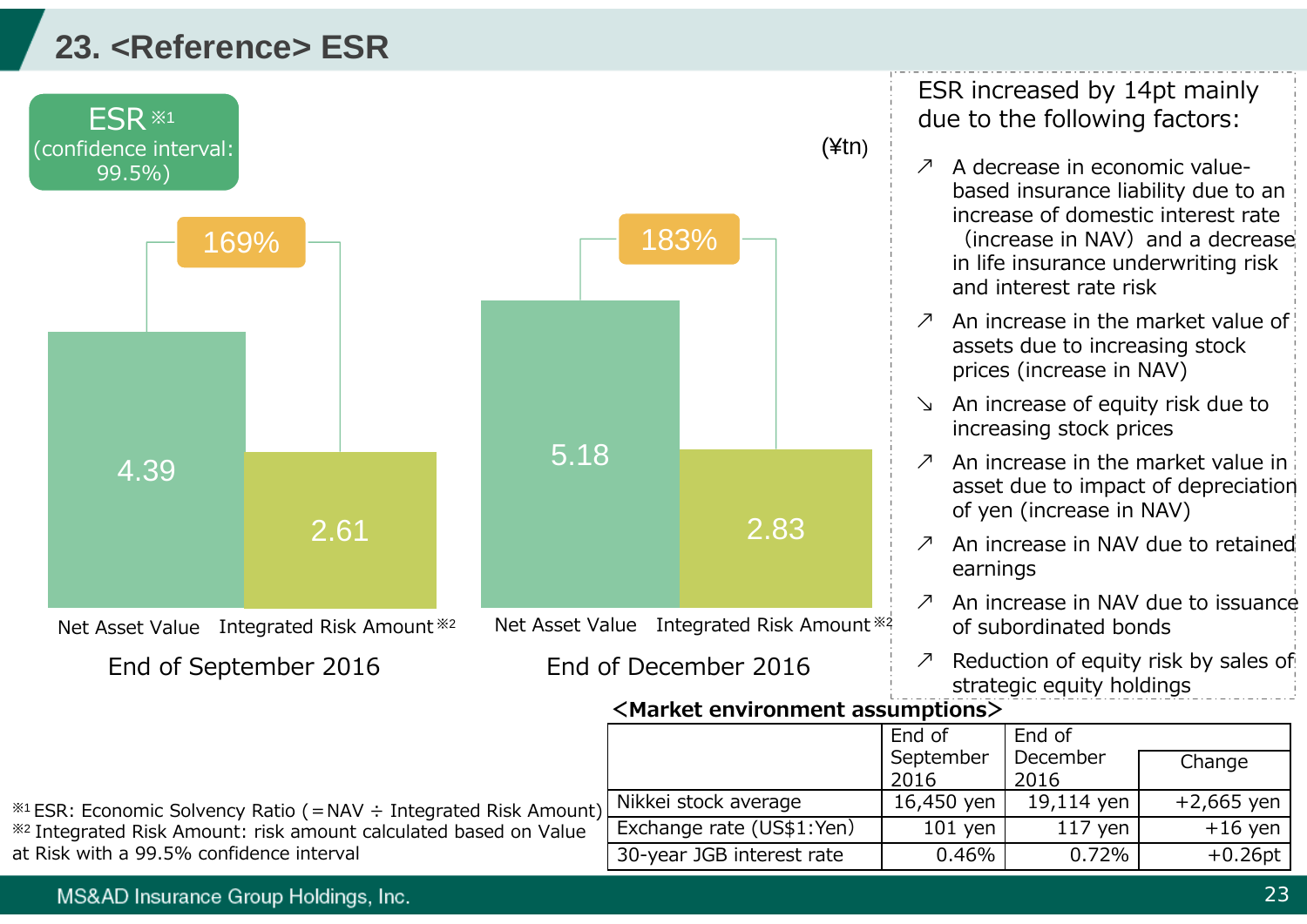# 23. <Reference> ESR

**ESR** ※1 (confidence interval: 99.5%)

(¥tn)

| | Net Asset Value | Integrated Risk Amount ※2 | ESR |
|---|---|---|---|
| End of September 2016 | 4.39 | 2.61 | 169% |
| End of December 2016 | 5.18 | 2.83 | 183% |

ESR increased by 14pt mainly due to the following factors:

- ↗ A decrease in economic value-based insurance liability due to an increase of domestic interest rate (increase in NAV) and a decrease in life insurance underwriting risk and interest rate risk
- ↗ An increase in the market value of assets due to increasing stock prices (increase in NAV)
- ↘ An increase of equity risk due to increasing stock prices
- ↗ An increase in the market value in asset due to impact of depreciation of yen (increase in NAV)
- ↗ An increase in NAV due to retained earnings
- ↗ An increase in NAV due to issuance of subordinated bonds
- ↗ Reduction of equity risk by sales of strategic equity holdings

**<Market environment assumptions>**

| | End of September 2016 | End of December 2016 | Change |
|---|---|---|---|
| Nikkei stock average | 16,450 yen | 19,114 yen | +2,665 yen |
| Exchange rate (US$1:Yen) | 101 yen | 117 yen | +16 yen |
| 30-year JGB interest rate | 0.46% | 0.72% | +0.26pt |

※1 ESR: Economic Solvency Ratio (＝NAV ÷ Integrated Risk Amount)
※2 Integrated Risk Amount: risk amount calculated based on Value at Risk with a 99.5% confidence interval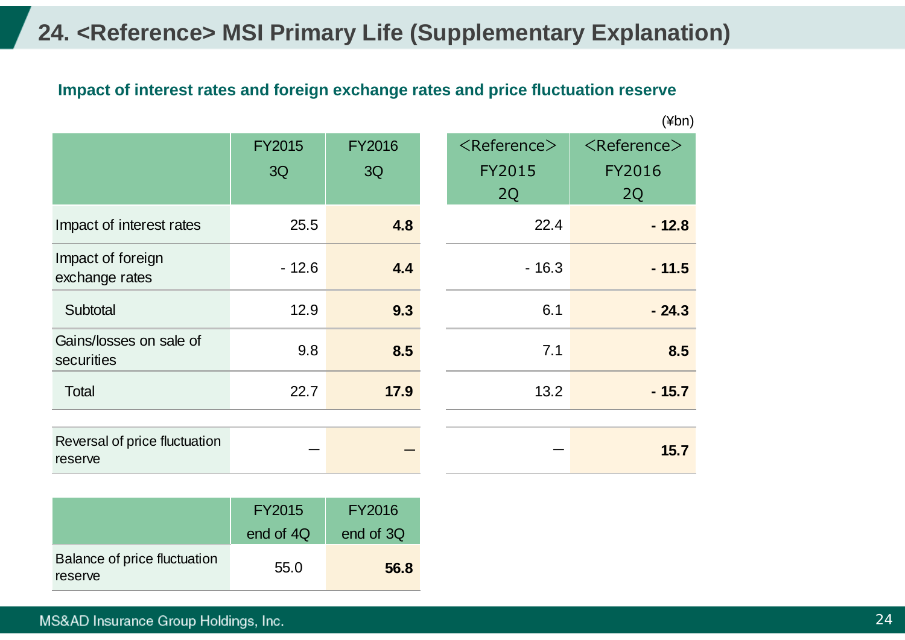# 24. <Reference> MSI Primary Life (Supplementary Explanation)

## Impact of interest rates and foreign exchange rates and price fluctuation reserve

(¥bn)

| | FY2015 3Q | FY2016 3Q | <Reference> FY2015 2Q | <Reference> FY2016 2Q |
|---|---|---|---|---|
| Impact of interest rates | 25.5 | **4.8** | 22.4 | **- 12.8** |
| Impact of foreign exchange rates | - 12.6 | **4.4** | - 16.3 | **- 11.5** |
| Subtotal | 12.9 | **9.3** | 6.1 | **- 24.3** |
| Gains/losses on sale of securities | 9.8 | **8.5** | 7.1 | **8.5** |
| Total | 22.7 | **17.9** | 13.2 | **- 15.7** |
| Reversal of price fluctuation reserve | ― | **―** | ― | **15.7** |

| | FY2015 end of 4Q | FY2016 end of 3Q |
|---|---|---|
| Balance of price fluctuation reserve | 55.0 | **56.8** |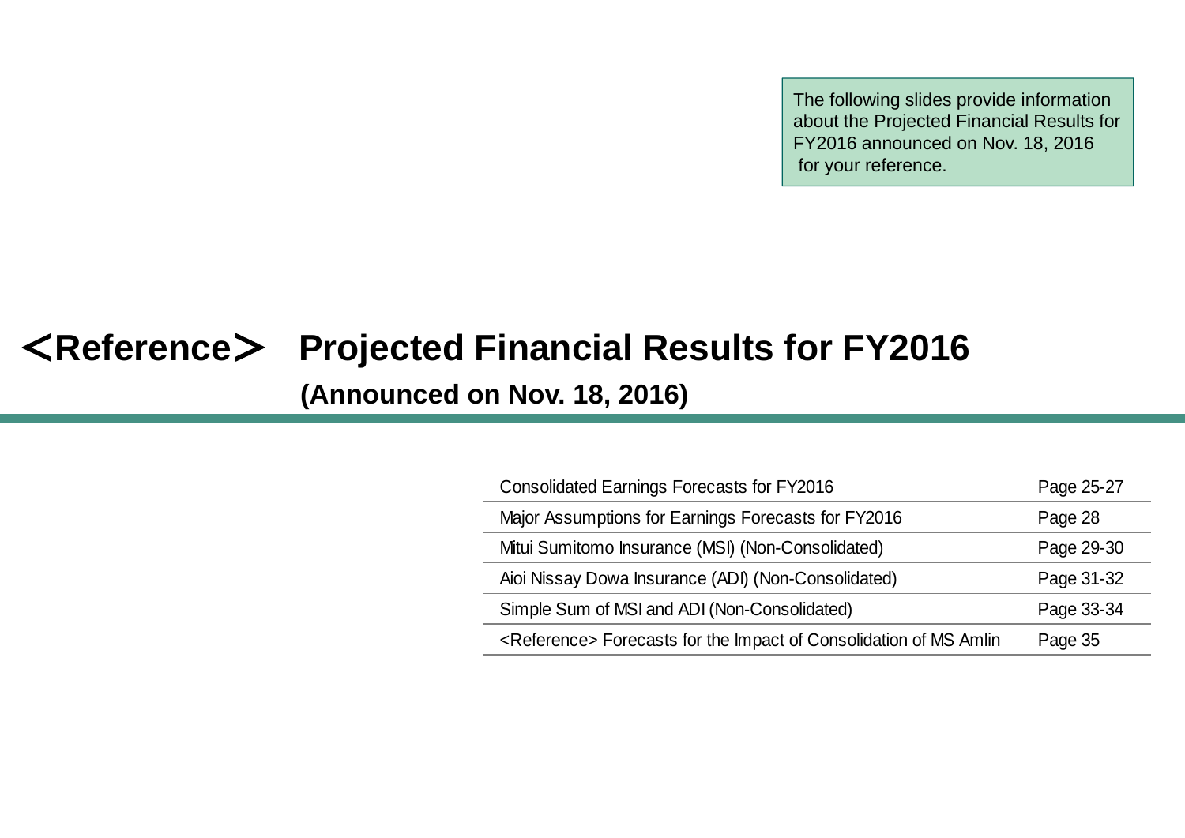The following slides provide information about the Projected Financial Results for FY2016 announced on Nov. 18, 2016 for your reference.

# ＜Reference＞ Projected Financial Results for FY2016

**(Announced on Nov. 18, 2016)**

| | |
|---|---|
| Consolidated Earnings Forecasts for FY2016 | Page 25-27 |
| Major Assumptions for Earnings Forecasts for FY2016 | Page 28 |
| Mitui Sumitomo Insurance (MSI) (Non-Consolidated) | Page 29-30 |
| Aioi Nissay Dowa Insurance (ADI) (Non-Consolidated) | Page 31-32 |
| Simple Sum of MSI and ADI (Non-Consolidated) | Page 33-34 |
| <Reference> Forecasts for the Impact of Consolidation of MS Amlin | Page 35 |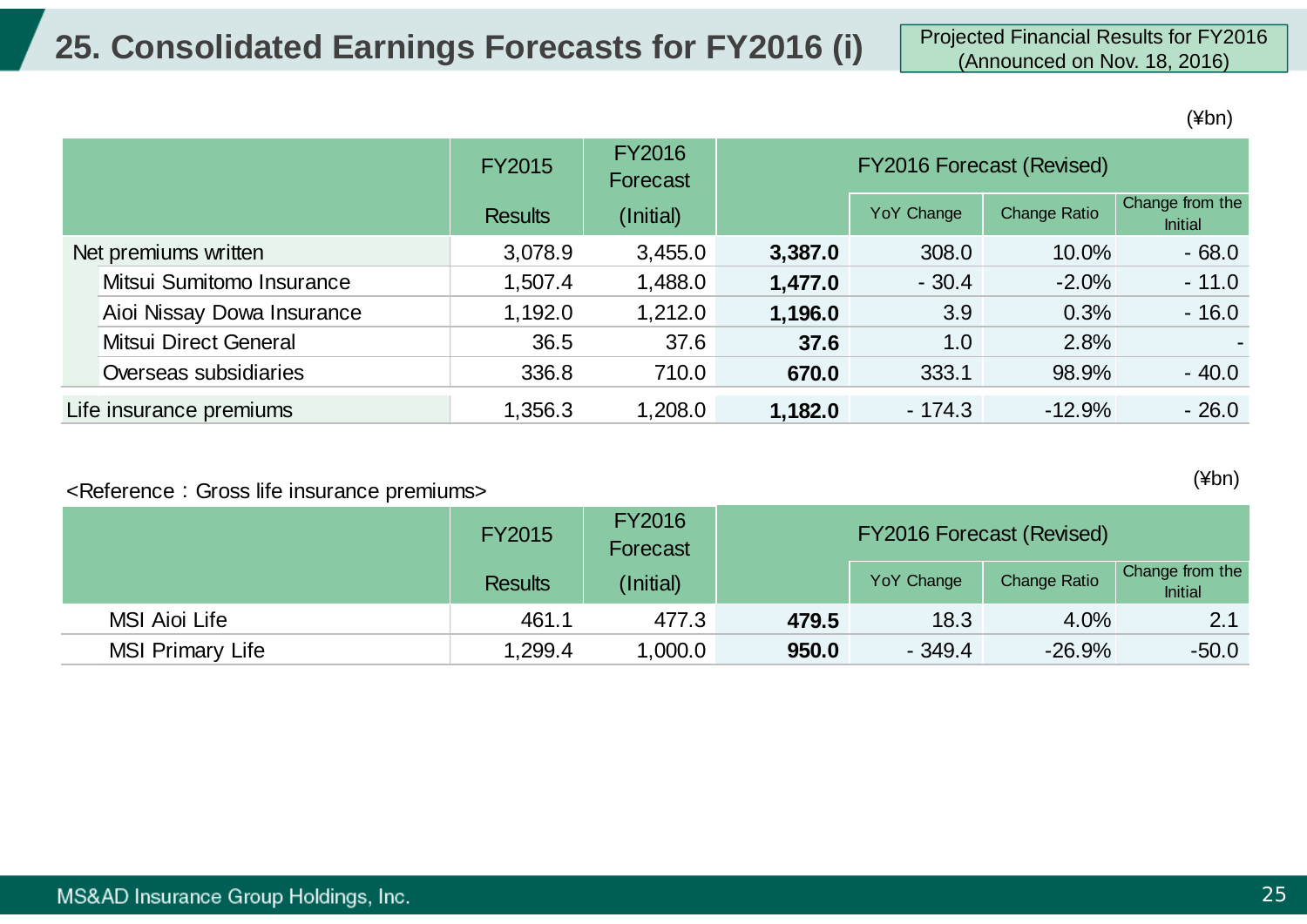# 25. Consolidated Earnings Forecasts for FY2016 (i)

Projected Financial Results for FY2016 (Announced on Nov. 18, 2016)

(¥bn)

| | FY2015 Results | FY2016 Forecast (Initial) | FY2016 Forecast (Revised) | | | |
|---|---|---|---|---|---|---|
| | | | | YoY Change | Change Ratio | Change from the Initial |
| Net premiums written | 3,078.9 | 3,455.0 | **3,387.0** | 308.0 | 10.0% | - 68.0 |
| Mitsui Sumitomo Insurance | 1,507.4 | 1,488.0 | **1,477.0** | - 30.4 | -2.0% | - 11.0 |
| Aioi Nissay Dowa Insurance | 1,192.0 | 1,212.0 | **1,196.0** | 3.9 | 0.3% | - 16.0 |
| Mitsui Direct General | 36.5 | 37.6 | **37.6** | 1.0 | 2.8% | - |
| Overseas subsidiaries | 336.8 | 710.0 | **670.0** | 333.1 | 98.9% | - 40.0 |
| Life insurance premiums | 1,356.3 | 1,208.0 | **1,182.0** | - 174.3 | -12.9% | - 26.0 |

<Reference：Gross life insurance premiums>

(¥bn)

| | FY2015 Results | FY2016 Forecast (Initial) | FY2016 Forecast (Revised) | | | |
|---|---|---|---|---|---|---|
| | | | | YoY Change | Change Ratio | Change from the Initial |
| MSI Aioi Life | 461.1 | 477.3 | **479.5** | 18.3 | 4.0% | 2.1 |
| MSI Primary Life | 1,299.4 | 1,000.0 | **950.0** | - 349.4 | -26.9% | -50.0 |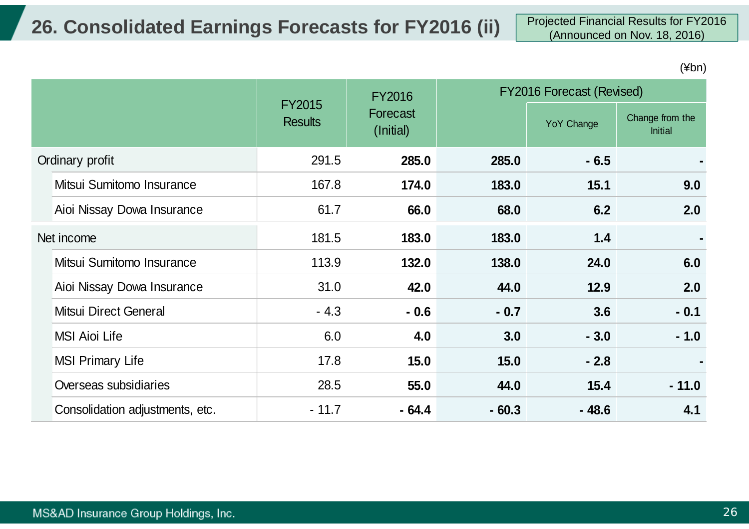# 26. Consolidated Earnings Forecasts for FY2016 (ii)

Projected Financial Results for FY2016 (Announced on Nov. 18, 2016)

(¥bn)

| | FY2015 Results | FY2016 Forecast (Initial) | FY2016 Forecast (Revised) | | |
|---|---|---|---|---|---|
| | | | | YoY Change | Change from the Initial |
| Ordinary profit | 291.5 | **285.0** | **285.0** | **- 6.5** | **-** |
| Mitsui Sumitomo Insurance | 167.8 | **174.0** | **183.0** | **15.1** | **9.0** |
| Aioi Nissay Dowa Insurance | 61.7 | **66.0** | **68.0** | **6.2** | **2.0** |
| Net income | 181.5 | **183.0** | **183.0** | **1.4** | **-** |
| Mitsui Sumitomo Insurance | 113.9 | **132.0** | **138.0** | **24.0** | **6.0** |
| Aioi Nissay Dowa Insurance | 31.0 | **42.0** | **44.0** | **12.9** | **2.0** |
| Mitsui Direct General | - 4.3 | **- 0.6** | **- 0.7** | **3.6** | **- 0.1** |
| MSI Aioi Life | 6.0 | **4.0** | **3.0** | **- 3.0** | **- 1.0** |
| MSI Primary Life | 17.8 | **15.0** | **15.0** | **- 2.8** | **-** |
| Overseas subsidiaries | 28.5 | **55.0** | **44.0** | **15.4** | **- 11.0** |
| Consolidation adjustments, etc. | - 11.7 | **- 64.4** | **- 60.3** | **- 48.6** | **4.1** |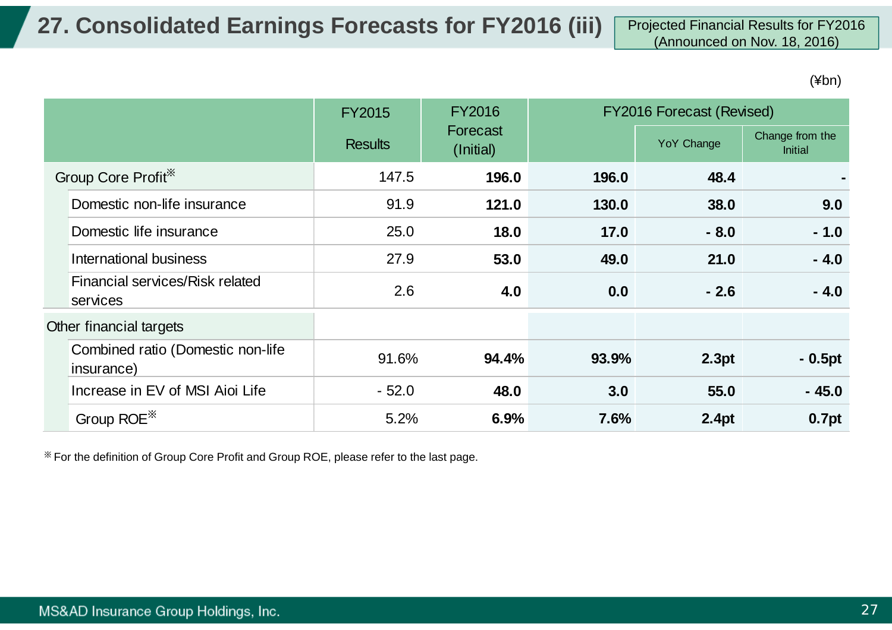# 27. Consolidated Earnings Forecasts for FY2016 (iii)

Projected Financial Results for FY2016 (Announced on Nov. 18, 2016)

(¥bn)

| | FY2015 Results | FY2016 Forecast (Initial) | FY2016 Forecast (Revised) | | |
|---|---|---|---|---|---|
| | | | | YoY Change | Change from the Initial |
| Group Core Profit※ | 147.5 | **196.0** | **196.0** | **48.4** | **-** |
| Domestic non-life insurance | 91.9 | **121.0** | **130.0** | **38.0** | **9.0** |
| Domestic life insurance | 25.0 | **18.0** | **17.0** | **- 8.0** | **- 1.0** |
| International business | 27.9 | **53.0** | **49.0** | **21.0** | **- 4.0** |
| Financial services/Risk related services | 2.6 | **4.0** | **0.0** | **- 2.6** | **- 4.0** |
| Other financial targets | | | | | |
| Combined ratio (Domestic non-life insurance) | 91.6% | **94.4%** | **93.9%** | **2.3pt** | **- 0.5pt** |
| Increase in EV of MSI Aioi Life | - 52.0 | **48.0** | **3.0** | **55.0** | **- 45.0** |
| Group ROE※ | 5.2% | **6.9%** | **7.6%** | **2.4pt** | **0.7pt** |

※ For the definition of Group Core Profit and Group ROE, please refer to the last page.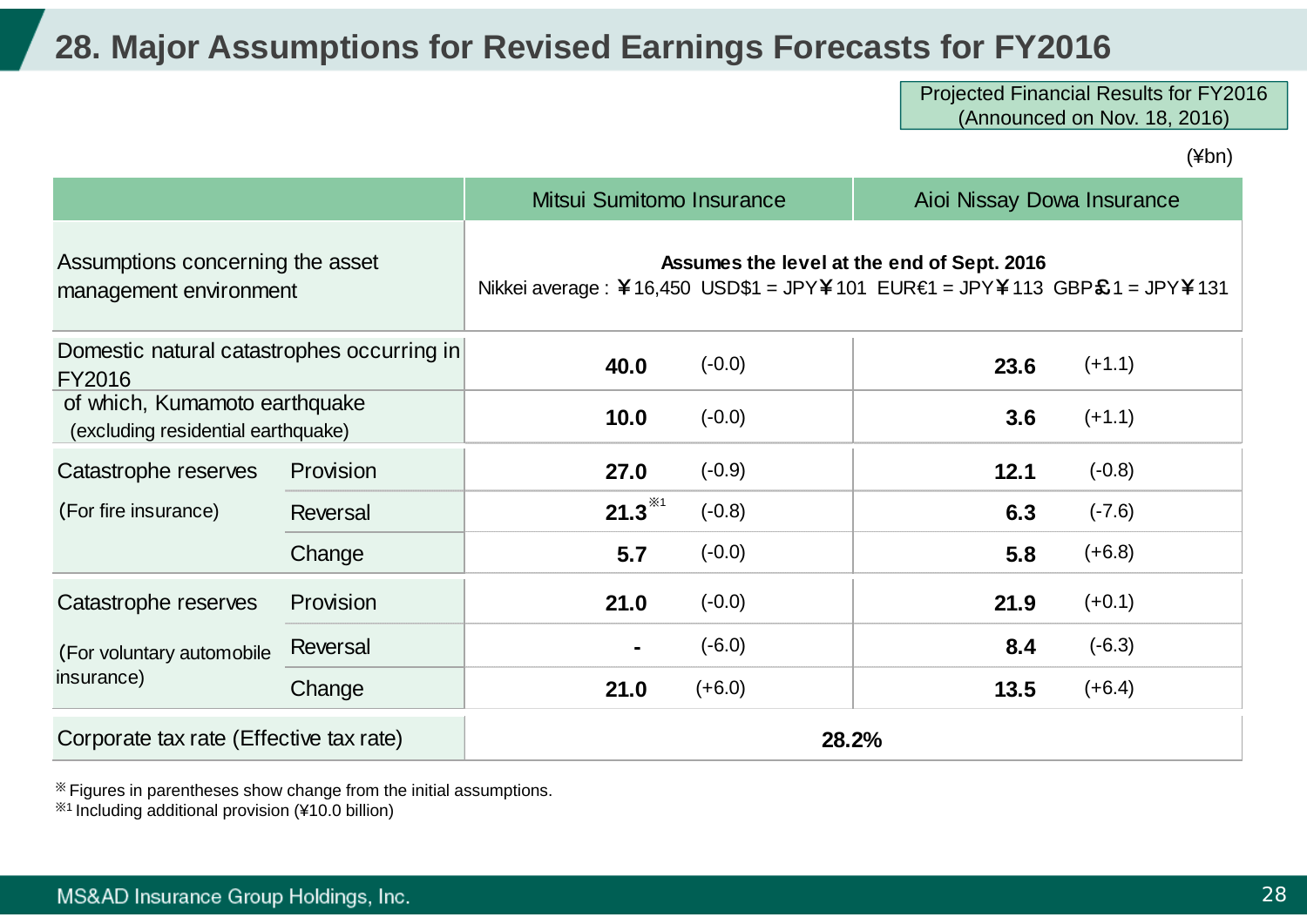# 28. Major Assumptions for Revised Earnings Forecasts for FY2016

Projected Financial Results for FY2016
(Announced on Nov. 18, 2016)

(¥bn)

| | | Mitsui Sumitomo Insurance | | Aioi Nissay Dowa Insurance | |
|---|---|---|---|---|---|
| Assumptions concerning the asset management environment | | **Assumes the level at the end of Sept. 2016** Nikkei average : ￥16,450 USD$1 = JPY￥101 EUR€1 = JPY￥113 GBP￡1 = JPY￥131 | | | |
| Domestic natural catastrophes occurring in FY2016 | | **40.0** | (-0.0) | **23.6** | (+1.1) |
| of which, Kumamoto earthquake (excluding residential earthquake) | | **10.0** | (-0.0) | **3.6** | (+1.1) |
| Catastrophe reserves (For fire insurance) | Provision | **27.0** | (-0.9) | **12.1** | (-0.8) |
| | Reversal | **21.3**※1 | (-0.8) | **6.3** | (-7.6) |
| | Change | **5.7** | (-0.0) | **5.8** | (+6.8) |
| Catastrophe reserves (For voluntary automobile insurance) | Provision | **21.0** | (-0.0) | **21.9** | (+0.1) |
| | Reversal | **-** | (-6.0) | **8.4** | (-6.3) |
| | Change | **21.0** | (+6.0) | **13.5** | (+6.4) |
| Corporate tax rate (Effective tax rate) | | **28.2%** | | | |

※ Figures in parentheses show change from the initial assumptions.
※1 Including additional provision (¥10.0 billion)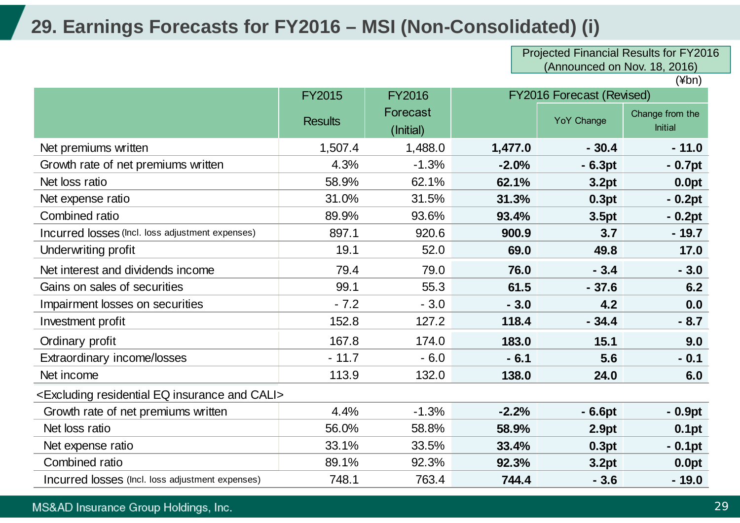# 29. Earnings Forecasts for FY2016 – MSI (Non-Consolidated) (i)

Projected Financial Results for FY2016 (Announced on Nov. 18, 2016)

(¥bn)

| | FY2015 Results | FY2016 Forecast (Initial) | FY2016 Forecast (Revised) | | |
|---|---|---|---|---|---|
| | | | | YoY Change | Change from the Initial |
| Net premiums written | 1,507.4 | 1,488.0 | **1,477.0** | **- 30.4** | **- 11.0** |
| Growth rate of net premiums written | 4.3% | -1.3% | **-2.0%** | **- 6.3pt** | **- 0.7pt** |
| Net loss ratio | 58.9% | 62.1% | **62.1%** | **3.2pt** | **0.0pt** |
| Net expense ratio | 31.0% | 31.5% | **31.3%** | **0.3pt** | **- 0.2pt** |
| Combined ratio | 89.9% | 93.6% | **93.4%** | **3.5pt** | **- 0.2pt** |
| Incurred losses (Incl. loss adjustment expenses) | 897.1 | 920.6 | **900.9** | **3.7** | **- 19.7** |
| Underwriting profit | 19.1 | 52.0 | **69.0** | **49.8** | **17.0** |
| Net interest and dividends income | 79.4 | 79.0 | **76.0** | **- 3.4** | **- 3.0** |
| Gains on sales of securities | 99.1 | 55.3 | **61.5** | **- 37.6** | **6.2** |
| Impairment losses on securities | - 7.2 | - 3.0 | **- 3.0** | **4.2** | **0.0** |
| Investment profit | 152.8 | 127.2 | **118.4** | **- 34.4** | **- 8.7** |
| Ordinary profit | 167.8 | 174.0 | **183.0** | **15.1** | **9.0** |
| Extraordinary income/losses | - 11.7 | - 6.0 | **- 6.1** | **5.6** | **- 0.1** |
| Net income | 113.9 | 132.0 | **138.0** | **24.0** | **6.0** |
| <Excluding residential EQ insurance and CALI> | | | | | |
| Growth rate of net premiums written | 4.4% | -1.3% | **-2.2%** | **- 6.6pt** | **- 0.9pt** |
| Net loss ratio | 56.0% | 58.8% | **58.9%** | **2.9pt** | **0.1pt** |
| Net expense ratio | 33.1% | 33.5% | **33.4%** | **0.3pt** | **- 0.1pt** |
| Combined ratio | 89.1% | 92.3% | **92.3%** | **3.2pt** | **0.0pt** |
| Incurred losses (Incl. loss adjustment expenses) | 748.1 | 763.4 | **744.4** | **- 3.6** | **- 19.0** |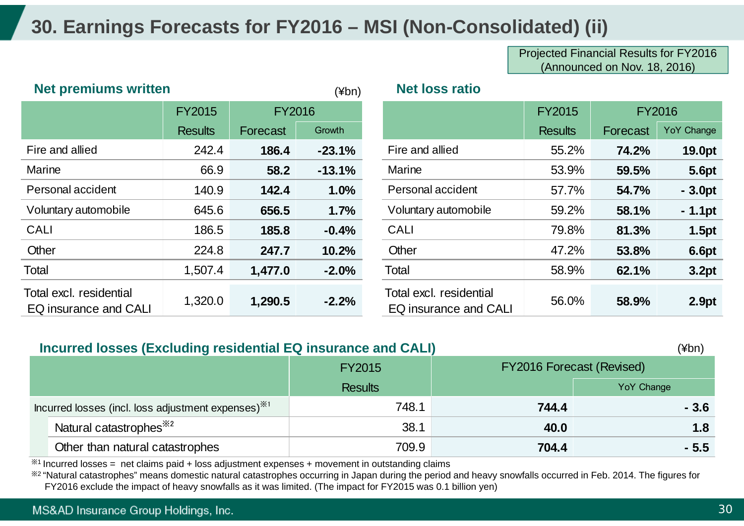# 30. Earnings Forecasts for FY2016 – MSI (Non-Consolidated) (ii)

Projected Financial Results for FY2016 (Announced on Nov. 18, 2016)

### Net premiums written

(¥bn)

| | FY2015 | FY2016 | |
|---|---|---|---|
| | Results | Forecast | Growth |
| Fire and allied | 242.4 | **186.4** | **-23.1%** |
| Marine | 66.9 | **58.2** | **-13.1%** |
| Personal accident | 140.9 | **142.4** | **1.0%** |
| Voluntary automobile | 645.6 | **656.5** | **1.7%** |
| CALI | 186.5 | **185.8** | **-0.4%** |
| Other | 224.8 | **247.7** | **10.2%** |
| Total | 1,507.4 | **1,477.0** | **-2.0%** |
| Total excl. residential EQ insurance and CALI | 1,320.0 | **1,290.5** | **-2.2%** |

### Net loss ratio

| | FY2015 | FY2016 | |
|---|---|---|---|
| | Results | Forecast | YoY Change |
| Fire and allied | 55.2% | **74.2%** | **19.0pt** |
| Marine | 53.9% | **59.5%** | **5.6pt** |
| Personal accident | 57.7% | **54.7%** | **- 3.0pt** |
| Voluntary automobile | 59.2% | **58.1%** | **- 1.1pt** |
| CALI | 79.8% | **81.3%** | **1.5pt** |
| Other | 47.2% | **53.8%** | **6.6pt** |
| Total | 58.9% | **62.1%** | **3.2pt** |
| Total excl. residential EQ insurance and CALI | 56.0% | **58.9%** | **2.9pt** |

### Incurred losses (Excluding residential EQ insurance and CALI)

(¥bn)

| | FY2015 | FY2016 Forecast (Revised) | |
|---|---|---|---|
| | Results | | YoY Change |
| Incurred losses (incl. loss adjustment expenses)※1 | 748.1 | **744.4** | **- 3.6** |
| Natural catastrophes※2 | 38.1 | **40.0** | **1.8** |
| Other than natural catastrophes | 709.9 | **704.4** | **- 5.5** |

※1 Incurred losses = net claims paid + loss adjustment expenses + movement in outstanding claims

※2 "Natural catastrophes" means domestic natural catastrophes occurring in Japan during the period and heavy snowfalls occurred in Feb. 2014. The figures for FY2016 exclude the impact of heavy snowfalls as it was limited. (The impact for FY2015 was 0.1 billion yen)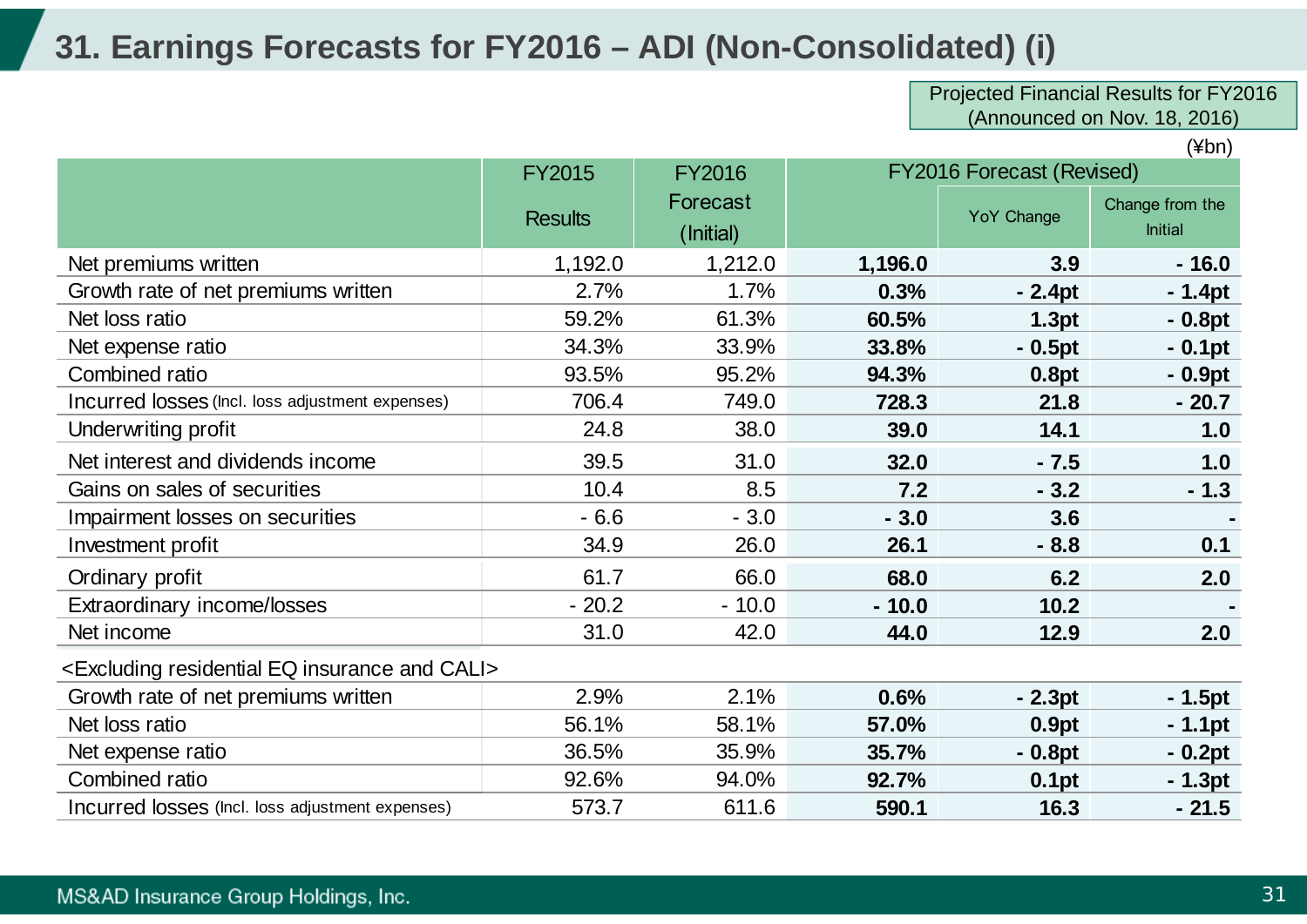# 31. Earnings Forecasts for FY2016 – ADI (Non-Consolidated) (i)

Projected Financial Results for FY2016 (Announced on Nov. 18, 2016)

(¥bn)

| | FY2015 Results | FY2016 Forecast (Initial) | FY2016 Forecast (Revised) | | |
|---|---|---|---|---|---|
| | | | | YoY Change | Change from the Initial |
| Net premiums written | 1,192.0 | 1,212.0 | **1,196.0** | **3.9** | **- 16.0** |
| Growth rate of net premiums written | 2.7% | 1.7% | **0.3%** | **- 2.4pt** | **- 1.4pt** |
| Net loss ratio | 59.2% | 61.3% | **60.5%** | **1.3pt** | **- 0.8pt** |
| Net expense ratio | 34.3% | 33.9% | **33.8%** | **- 0.5pt** | **- 0.1pt** |
| Combined ratio | 93.5% | 95.2% | **94.3%** | **0.8pt** | **- 0.9pt** |
| Incurred losses (Incl. loss adjustment expenses) | 706.4 | 749.0 | **728.3** | **21.8** | **- 20.7** |
| Underwriting profit | 24.8 | 38.0 | **39.0** | **14.1** | **1.0** |
| Net interest and dividends income | 39.5 | 31.0 | **32.0** | **- 7.5** | **1.0** |
| Gains on sales of securities | 10.4 | 8.5 | **7.2** | **- 3.2** | **- 1.3** |
| Impairment losses on securities | - 6.6 | - 3.0 | **- 3.0** | **3.6** | **-** |
| Investment profit | 34.9 | 26.0 | **26.1** | **- 8.8** | **0.1** |
| Ordinary profit | 61.7 | 66.0 | **68.0** | **6.2** | **2.0** |
| Extraordinary income/losses | - 20.2 | - 10.0 | **- 10.0** | **10.2** | **-** |
| Net income | 31.0 | 42.0 | **44.0** | **12.9** | **2.0** |
| <Excluding residential EQ insurance and CALI> | | | | | |
| Growth rate of net premiums written | 2.9% | 2.1% | **0.6%** | **- 2.3pt** | **- 1.5pt** |
| Net loss ratio | 56.1% | 58.1% | **57.0%** | **0.9pt** | **- 1.1pt** |
| Net expense ratio | 36.5% | 35.9% | **35.7%** | **- 0.8pt** | **- 0.2pt** |
| Combined ratio | 92.6% | 94.0% | **92.7%** | **0.1pt** | **- 1.3pt** |
| Incurred losses (Incl. loss adjustment expenses) | 573.7 | 611.6 | **590.1** | **16.3** | **- 21.5** |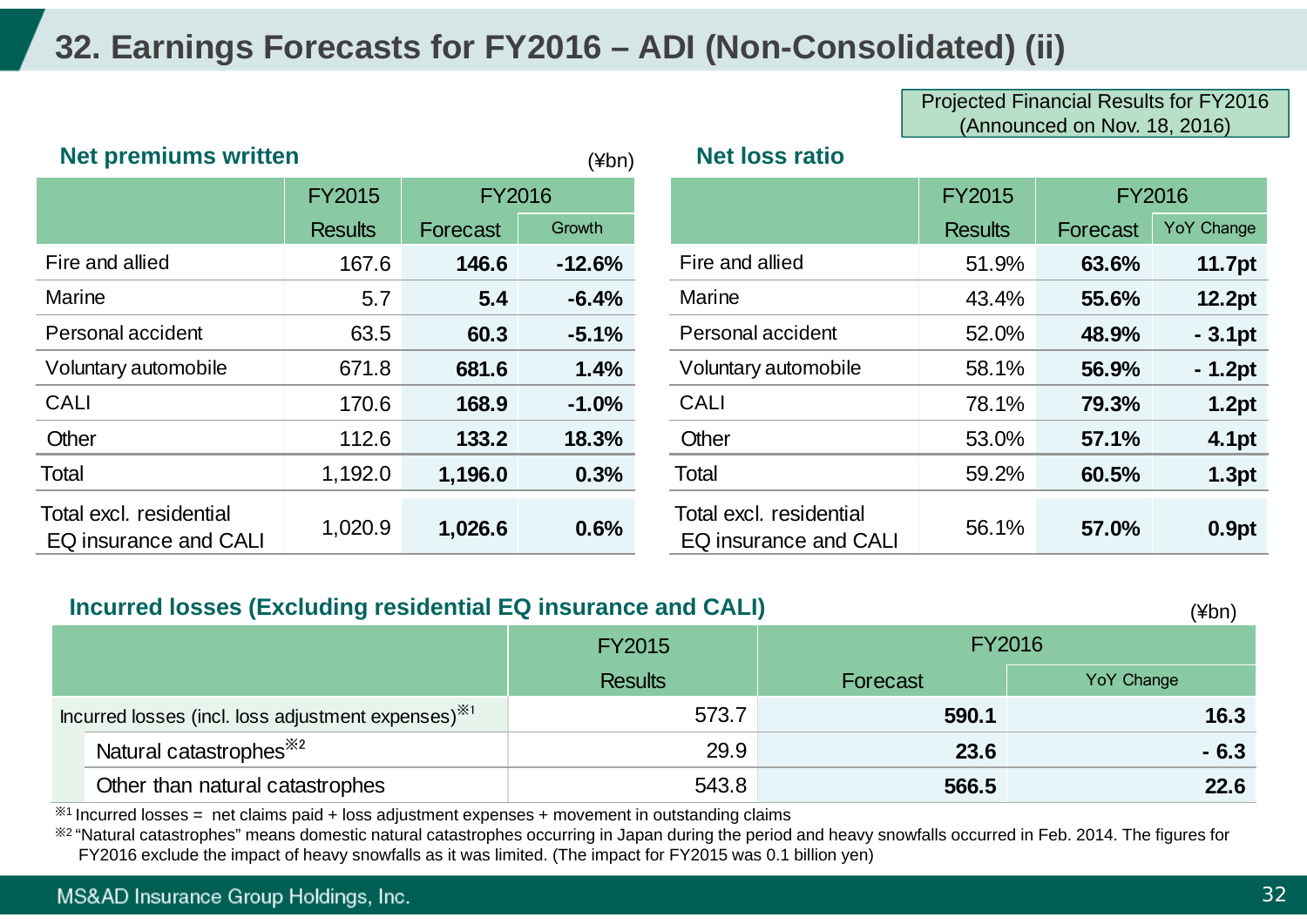# 32. Earnings Forecasts for FY2016 – ADI (Non-Consolidated) (ii)

Projected Financial Results for FY2016 (Announced on Nov. 18, 2016)

### Net premiums written

(¥bn)

| | FY2015 | FY2016 | |
|---|---|---|---|
| | Results | Forecast | Growth |
| Fire and allied | 167.6 | **146.6** | **-12.6%** |
| Marine | 5.7 | **5.4** | **-6.4%** |
| Personal accident | 63.5 | **60.3** | **-5.1%** |
| Voluntary automobile | 671.8 | **681.6** | **1.4%** |
| CALI | 170.6 | **168.9** | **-1.0%** |
| Other | 112.6 | **133.2** | **18.3%** |
| Total | 1,192.0 | **1,196.0** | **0.3%** |
| Total excl. residential EQ insurance and CALI | 1,020.9 | **1,026.6** | **0.6%** |

### Net loss ratio

| | FY2015 | FY2016 | |
|---|---|---|---|
| | Results | Forecast | YoY Change |
| Fire and allied | 51.9% | **63.6%** | **11.7pt** |
| Marine | 43.4% | **55.6%** | **12.2pt** |
| Personal accident | 52.0% | **48.9%** | **- 3.1pt** |
| Voluntary automobile | 58.1% | **56.9%** | **- 1.2pt** |
| CALI | 78.1% | **79.3%** | **1.2pt** |
| Other | 53.0% | **57.1%** | **4.1pt** |
| Total | 59.2% | **60.5%** | **1.3pt** |
| Total excl. residential EQ insurance and CALI | 56.1% | **57.0%** | **0.9pt** |

### Incurred losses (Excluding residential EQ insurance and CALI)

(¥bn)

| | FY2015 | FY2016 | |
|---|---|---|---|
| | Results | Forecast | YoY Change |
| Incurred losses (incl. loss adjustment expenses)※1 | 573.7 | **590.1** | **16.3** |
| Natural catastrophes※2 | 29.9 | **23.6** | **- 6.3** |
| Other than natural catastrophes | 543.8 | **566.5** | **22.6** |

※1 Incurred losses = net claims paid + loss adjustment expenses + movement in outstanding claims

※2 "Natural catastrophes" means domestic natural catastrophes occurring in Japan during the period and heavy snowfalls occurred in Feb. 2014. The figures for FY2016 exclude the impact of heavy snowfalls as it was limited. (The impact for FY2015 was 0.1 billion yen)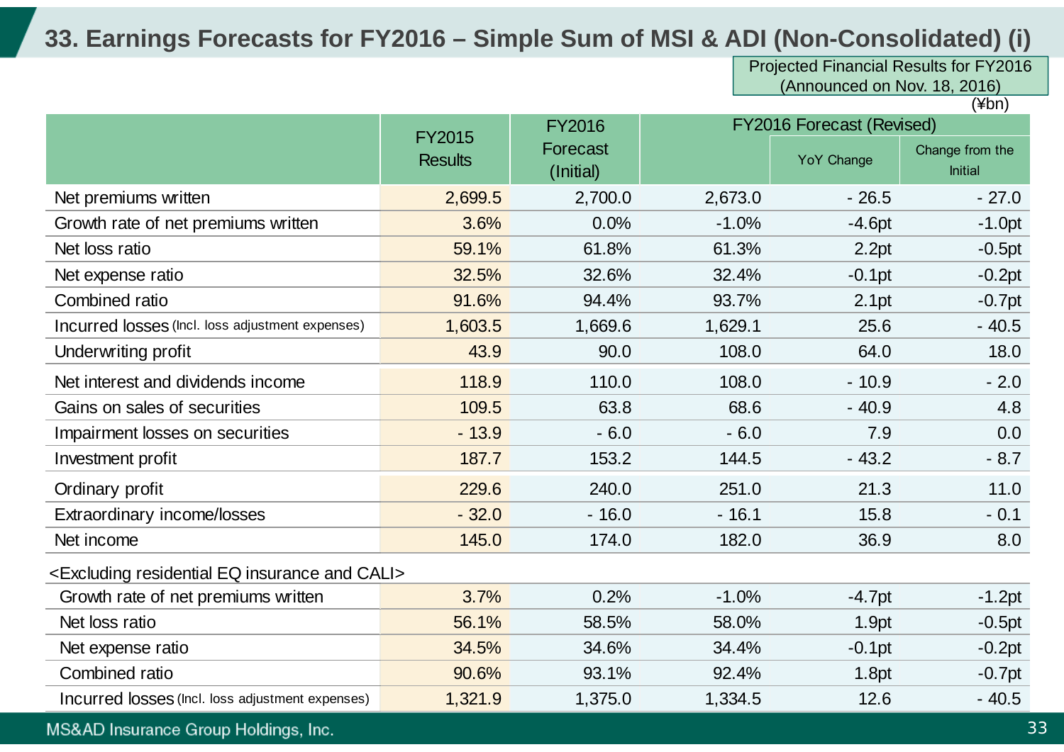# 33. Earnings Forecasts for FY2016 – Simple Sum of MSI & ADI (Non-Consolidated) (i)

Projected Financial Results for FY2016 (Announced on Nov. 18, 2016)

(¥bn)

| | FY2015 Results | FY2016 Forecast (Initial) | FY2016 Forecast (Revised) | | |
|---|---|---|---|---|---|
| | | | | YoY Change | Change from the Initial |
| Net premiums written | 2,699.5 | 2,700.0 | 2,673.0 | - 26.5 | - 27.0 |
| Growth rate of net premiums written | 3.6% | 0.0% | -1.0% | -4.6pt | -1.0pt |
| Net loss ratio | 59.1% | 61.8% | 61.3% | 2.2pt | -0.5pt |
| Net expense ratio | 32.5% | 32.6% | 32.4% | -0.1pt | -0.2pt |
| Combined ratio | 91.6% | 94.4% | 93.7% | 2.1pt | -0.7pt |
| Incurred losses (Incl. loss adjustment expenses) | 1,603.5 | 1,669.6 | 1,629.1 | 25.6 | - 40.5 |
| Underwriting profit | 43.9 | 90.0 | 108.0 | 64.0 | 18.0 |
| Net interest and dividends income | 118.9 | 110.0 | 108.0 | - 10.9 | - 2.0 |
| Gains on sales of securities | 109.5 | 63.8 | 68.6 | - 40.9 | 4.8 |
| Impairment losses on securities | - 13.9 | - 6.0 | - 6.0 | 7.9 | 0.0 |
| Investment profit | 187.7 | 153.2 | 144.5 | - 43.2 | - 8.7 |
| Ordinary profit | 229.6 | 240.0 | 251.0 | 21.3 | 11.0 |
| Extraordinary income/losses | - 32.0 | - 16.0 | - 16.1 | 15.8 | - 0.1 |
| Net income | 145.0 | 174.0 | 182.0 | 36.9 | 8.0 |
| <Excluding residential EQ insurance and CALI> | | | | | |
| Growth rate of net premiums written | 3.7% | 0.2% | -1.0% | -4.7pt | -1.2pt |
| Net loss ratio | 56.1% | 58.5% | 58.0% | 1.9pt | -0.5pt |
| Net expense ratio | 34.5% | 34.6% | 34.4% | -0.1pt | -0.2pt |
| Combined ratio | 90.6% | 93.1% | 92.4% | 1.8pt | -0.7pt |
| Incurred losses (Incl. loss adjustment expenses) | 1,321.9 | 1,375.0 | 1,334.5 | 12.6 | - 40.5 |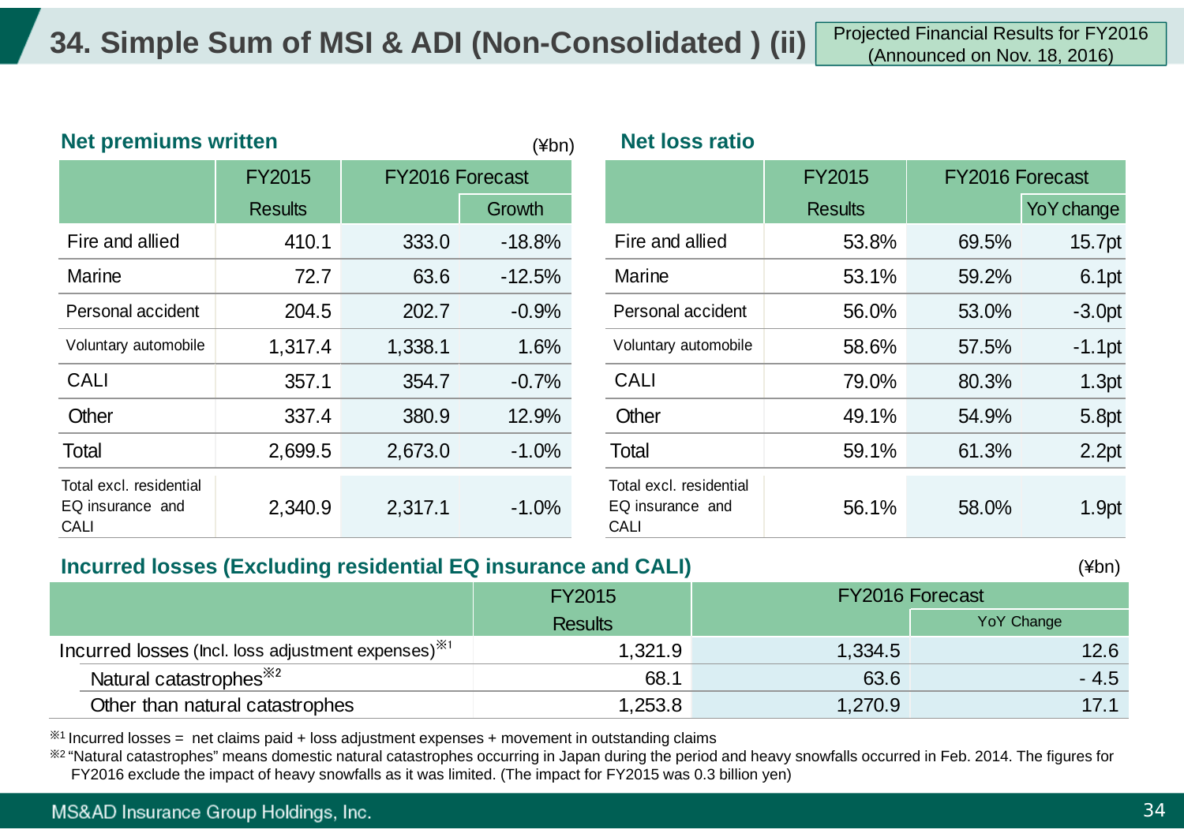# 34. Simple Sum of MSI & ADI (Non-Consolidated ) (ii)

Projected Financial Results for FY2016 (Announced on Nov. 18, 2016)

### Net premiums written

(¥bn)

| | FY2015 Results | FY2016 Forecast | |
|---|---|---|---|
| | | | Growth |
| Fire and allied | 410.1 | 333.0 | -18.8% |
| Marine | 72.7 | 63.6 | -12.5% |
| Personal accident | 204.5 | 202.7 | -0.9% |
| Voluntary automobile | 1,317.4 | 1,338.1 | 1.6% |
| CALI | 357.1 | 354.7 | -0.7% |
| Other | 337.4 | 380.9 | 12.9% |
| Total | 2,699.5 | 2,673.0 | -1.0% |
| Total excl. residential EQ insurance and CALI | 2,340.9 | 2,317.1 | -1.0% |

### Net loss ratio

| | FY2015 Results | FY2016 Forecast | |
|---|---|---|---|
| | | | YoY change |
| Fire and allied | 53.8% | 69.5% | 15.7pt |
| Marine | 53.1% | 59.2% | 6.1pt |
| Personal accident | 56.0% | 53.0% | -3.0pt |
| Voluntary automobile | 58.6% | 57.5% | -1.1pt |
| CALI | 79.0% | 80.3% | 1.3pt |
| Other | 49.1% | 54.9% | 5.8pt |
| Total | 59.1% | 61.3% | 2.2pt |
| Total excl. residential EQ insurance and CALI | 56.1% | 58.0% | 1.9pt |

### Incurred losses (Excluding residential EQ insurance and CALI)

(¥bn)

| | FY2015 Results | FY2016 Forecast | |
|---|---|---|---|
| | | | YoY Change |
| Incurred losses (Incl. loss adjustment expenses)※1 | 1,321.9 | 1,334.5 | 12.6 |
| Natural catastrophes※2 | 68.1 | 63.6 | - 4.5 |
| Other than natural catastrophes | 1,253.8 | 1,270.9 | 17.1 |

※1 Incurred losses = net claims paid + loss adjustment expenses + movement in outstanding claims

※2 "Natural catastrophes" means domestic natural catastrophes occurring in Japan during the period and heavy snowfalls occurred in Feb. 2014. The figures for FY2016 exclude the impact of heavy snowfalls as it was limited. (The impact for FY2015 was 0.3 billion yen)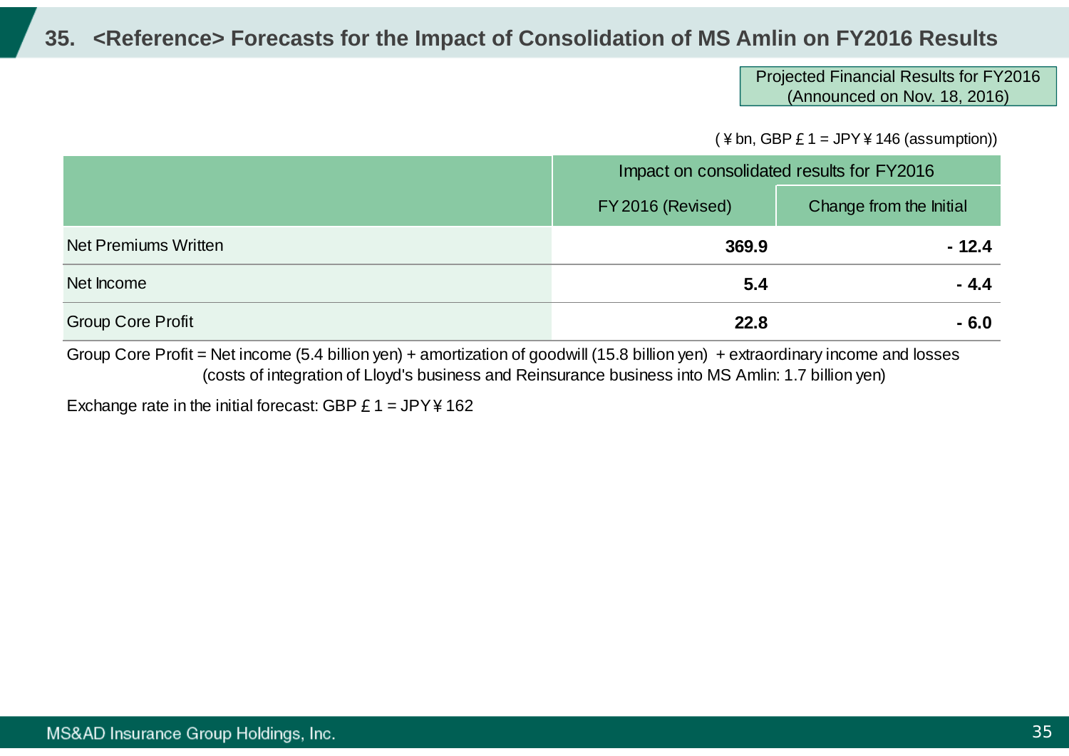# 35. <Reference> Forecasts for the Impact of Consolidation of MS Amlin on FY2016 Results

Projected Financial Results for FY2016 (Announced on Nov. 18, 2016)

(￥bn, GBP￡1 = JPY￥146 (assumption))

| | Impact on consolidated results for FY2016 | |
|---|---|---|
| | FY2016 (Revised) | Change from the Initial |
| Net Premiums Written | **369.9** | **- 12.4** |
| Net Income | **5.4** | **- 4.4** |
| Group Core Profit | **22.8** | **- 6.0** |

Group Core Profit = Net income (5.4 billion yen) + amortization of goodwill (15.8 billion yen) + extraordinary income and losses (costs of integration of Lloyd's business and Reinsurance business into MS Amlin: 1.7 billion yen)

Exchange rate in the initial forecast: GBP￡1 = JPY￥162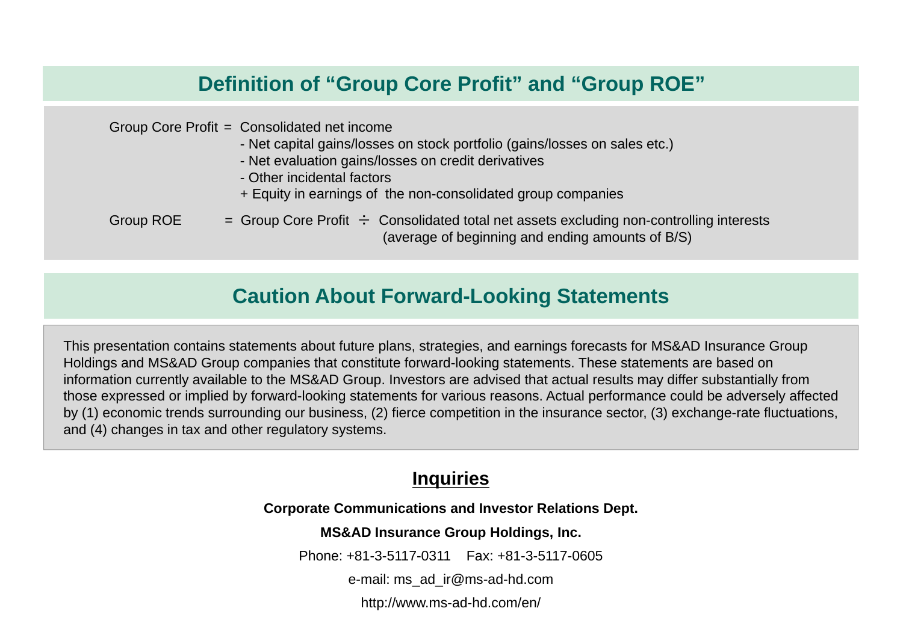## Definition of “Group Core Profit” and “Group ROE”

Group Core Profit = Consolidated net income
- Net capital gains/losses on stock portfolio (gains/losses on sales etc.)
- Net evaluation gains/losses on credit derivatives
- Other incidental factors
+ Equity in earnings of the non-consolidated group companies

Group ROE = Group Core Profit ÷ Consolidated total net assets excluding non-controlling interests (average of beginning and ending amounts of B/S)

## Caution About Forward-Looking Statements

This presentation contains statements about future plans, strategies, and earnings forecasts for MS&AD Insurance Group Holdings and MS&AD Group companies that constitute forward-looking statements. These statements are based on information currently available to the MS&AD Group. Investors are advised that actual results may differ substantially from those expressed or implied by forward-looking statements for various reasons. Actual performance could be adversely affected by (1) economic trends surrounding our business, (2) fierce competition in the insurance sector, (3) exchange-rate fluctuations, and (4) changes in tax and other regulatory systems.

## Inquiries

**Corporate Communications and Investor Relations Dept.**

**MS&AD Insurance Group Holdings, Inc.**

Phone: +81-3-5117-0311 Fax: +81-3-5117-0605

e-mail: ms_ad_ir@ms-ad-hd.com

http://www.ms-ad-hd.com/en/